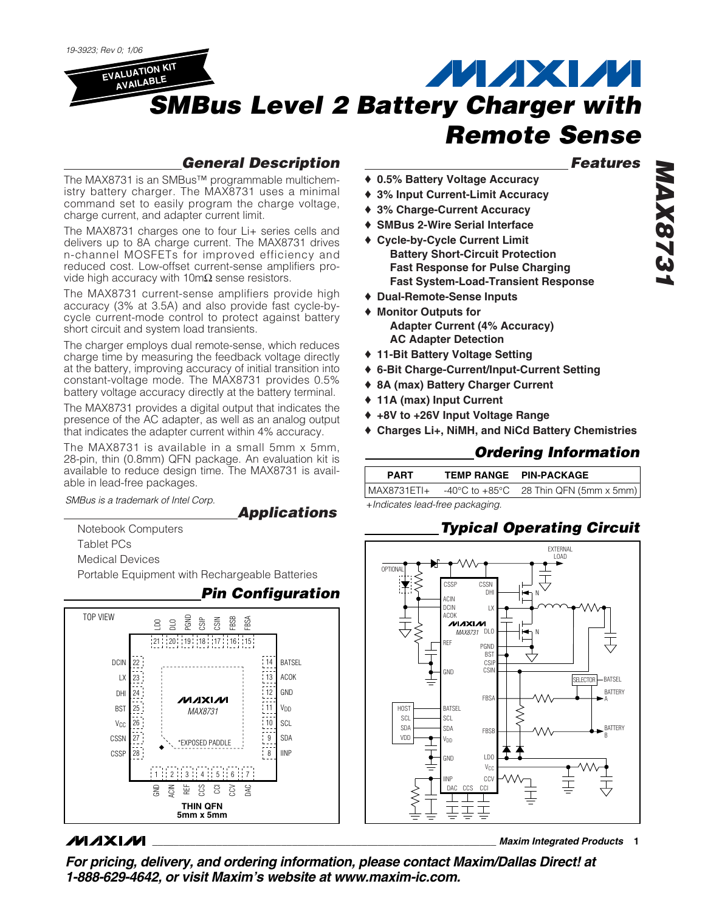19-3923; Rev 0; 1/06

EVALUATION KIT AVAILABLE

# SMBus Level 2 Battery Charger with Remote Sense

## General Description

The MAX8731 is an SMBus™ programmable multichemistry battery charger. The MAX8731 uses a minimal command set to easily program the charge voltage, charge current, and adapter current limit.

The MAX8731 charges one to four Li+ series cells and delivers up to 8A charge current. The MAX8731 drives n-channel MOSFETs for improved efficiency and reduced cost. Low-offset current-sense amplifiers provide high accuracy with 10mΩ sense resistors.

The MAX8731 current-sense amplifiers provide high accuracy (3% at 3.5A) and also provide fast cycle-by-cycle current-mode control to protect against battery short circuit and system load transients.

The charger employs dual remote-sense, which reduces charge time by measuring the feedback voltage directly at the battery, improving accuracy of initial transition into constant-voltage mode. The MAX8731 provides 0.5% battery voltage accuracy directly at the battery terminal.

The MAX8731 provides a digital output that indicates the presence of the AC adapter, as well as an analog output that indicates the adapter current within 4% accuracy.

The MAX8731 is available in a small 5mm x 5mm, 28-pin, thin (0.8mm) QFN package. An evaluation kit is available to reduce design time. The MAX8731 is available in lead-free packages.

*SMBus is a trademark of Intel Corp.*

## Applications

Notebook Computers

Tablet PCs

Medical Devices

Portable Equipment with Rechargeable Batteries

## Pin Configuration

TOP VIEW

| Pin | Name |
|---|---|
| 1 | GND |
| 2 | ACIN |
| 3 | REF |
| 4 | CCS |
| 5 | CCI |
| 6 | CCV |
| 7 | DAC |
| 8 | IINP |
| 9 | SDA |
| 10 | SCL |
| 11 | $V_{DD}$ |
| 12 | GND |
| 13 | ACOK |
| 14 | BATSEL |
| 15 | FBSA |
| 16 | FBSB |
| 17 | CSIN |
| 18 | CSIP |
| 19 | PGND |
| 20 | DLO |
| 21 | LDO |
| 22 | DCIN |
| 23 | LX |
| 24 | DHI |
| 25 | BST |
| 26 | $V_{CC}$ |
| 27 | CSSN |
| 28 | CSSP |

*EXPOSED PADDLE

THIN QFN 5mm x 5mm

## Features

- ♦ 0.5% Battery Voltage Accuracy
- ♦ 3% Input Current-Limit Accuracy
- ♦ 3% Charge-Current Accuracy
- ♦ SMBus 2-Wire Serial Interface
- ♦ Cycle-by-Cycle Current Limit
  - Battery Short-Circuit Protection
  - Fast Response for Pulse Charging
  - Fast System-Load-Transient Response
- ♦ Dual-Remote-Sense Inputs
- ♦ Monitor Outputs for
  - Adapter Current (4% Accuracy)
  - AC Adapter Detection
- ♦ 11-Bit Battery Voltage Setting
- ♦ 6-Bit Charge-Current/Input-Current Setting
- ♦ 8A (max) Battery Charger Current
- ♦ 11A (max) Input Current
- ♦ +8V to +26V Input Voltage Range
- ♦ Charges Li+, NiMH, and NiCd Battery Chemistries

## Ordering Information

| PART | TEMP RANGE | PIN-PACKAGE |
|---|---|---|
| MAX8731ETI+ | -40°C to +85°C | 28 Thin QFN (5mm x 5mm) |

*+Indicates lead-free packaging.*

## Typical Operating Circuit

For pricing, delivery, and ordering information, please contact Maxim/Dallas Direct! at 1-888-629-4642, or visit Maxim's website at www.maxim-ic.com.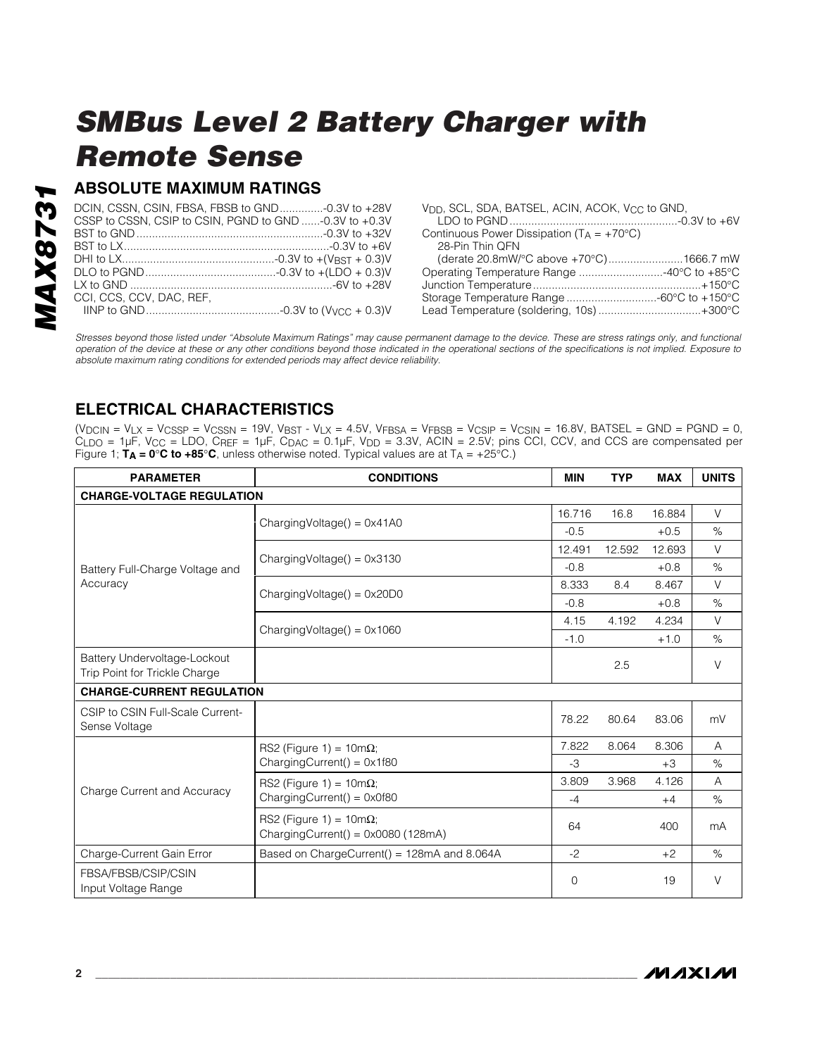# SMBus Level 2 Battery Charger with Remote Sense

## ABSOLUTE MAXIMUM RATINGS

DCIN, CSSN, CSIN, FBSA, FBSB to GND .............-0.3V to +28V
CSSP to CSSN, CSIP to CSIN, PGND to GND ......-0.3V to +0.3V
BST to GND ...........................................................-0.3V to +32V
BST to LX.................................................................-0.3V to +6V
DHI to LX.................................................-0.3V to +($V_{BST}$ + 0.3)V
DLO to PGND..........................................-0.3V to +(LDO + 0.3)V
LX to GND ................................................................-6V to +28V
CCI, CCS, CCV, DAC, REF,
IINP to GND...........................................-0.3V to ($V_{CC}$ + 0.3)V

$V_{DD}$, SCL, SDA, BATSEL, ACIN, ACOK, $V_{CC}$ to GND,
LDO to PGND .....................................................-0.3V to +6V
Continuous Power Dissipation ($T_A$ = +70°C)
28-Pin Thin QFN
(derate 20.8mW/°C above +70°C)........................1666.7 mW
Operating Temperature Range ...........................-40°C to +85°C
Junction Temperature.....................................................+150°C
Storage Temperature Range .............................-60°C to +150°C
Lead Temperature (soldering, 10s) .................................+300°C

*Stresses beyond those listed under "Absolute Maximum Ratings" may cause permanent damage to the device. These are stress ratings only, and functional operation of the device at these or any other conditions beyond those indicated in the operational sections of the specifications is not implied. Exposure to absolute maximum rating conditions for extended periods may affect device reliability.*

## ELECTRICAL CHARACTERISTICS

($V_{DCIN}$ = $V_{LX}$ = $V_{CSSP}$ = $V_{CSSN}$ = 19V, $V_{BST}$ - $V_{LX}$ = 4.5V, $V_{FBSA}$ = $V_{FBSB}$ = $V_{CSIP}$ = $V_{CSIN}$ = 16.8V, BATSEL = GND = PGND = 0, $C_{LDO}$ = 1µF, $V_{CC}$ = LDO, $C_{REF}$ = 1µF, $C_{DAC}$ = 0.1µF, $V_{DD}$ = 3.3V, ACIN = 2.5V; pins CCI, CCV, and CCS are compensated per Figure 1; **$T_A$ = 0°C to +85°C**, unless otherwise noted. Typical values are at $T_A$ = +25°C.)

| PARAMETER | CONDITIONS | MIN | TYP | MAX | UNITS |
|---|---|---|---|---|---|
| **CHARGE-VOLTAGE REGULATION** | | | | | |
| Battery Full-Charge Voltage and Accuracy | ChargingVoltage() = 0x41A0 | 16.716 | 16.8 | 16.884 | V |
| | | -0.5 | | +0.5 | % |
| | ChargingVoltage() = 0x3130 | 12.491 | 12.592 | 12.693 | V |
| | | -0.8 | | +0.8 | % |
| | ChargingVoltage() = 0x20D0 | 8.333 | 8.4 | 8.467 | V |
| | | -0.8 | | +0.8 | % |
| | ChargingVoltage() = 0x1060 | 4.15 | 4.192 | 4.234 | V |
| | | -1.0 | | +1.0 | % |
| Battery Undervoltage-Lockout Trip Point for Trickle Charge | | | 2.5 | | V |
| **CHARGE-CURRENT REGULATION** | | | | | |
| CSIP to CSIN Full-Scale Current-Sense Voltage | | 78.22 | 80.64 | 83.06 | mV |
| Charge Current and Accuracy | RS2 (Figure 1) = 10mΩ; ChargingCurrent() = 0x1f80 | 7.822 | 8.064 | 8.306 | A |
| | | -3 | | +3 | % |
| | RS2 (Figure 1) = 10mΩ; ChargingCurrent() = 0x0f80 | 3.809 | 3.968 | 4.126 | A |
| | | -4 | | +4 | % |
| | RS2 (Figure 1) = 10mΩ; ChargingCurrent() = 0x0080 (128mA) | 64 | | 400 | mA |
| Charge-Current Gain Error | Based on ChargeCurrent() = 128mA and 8.064A | -2 | | +2 | % |
| FBSA/FBSB/CSIP/CSIN Input Voltage Range | | 0 | | 19 | V |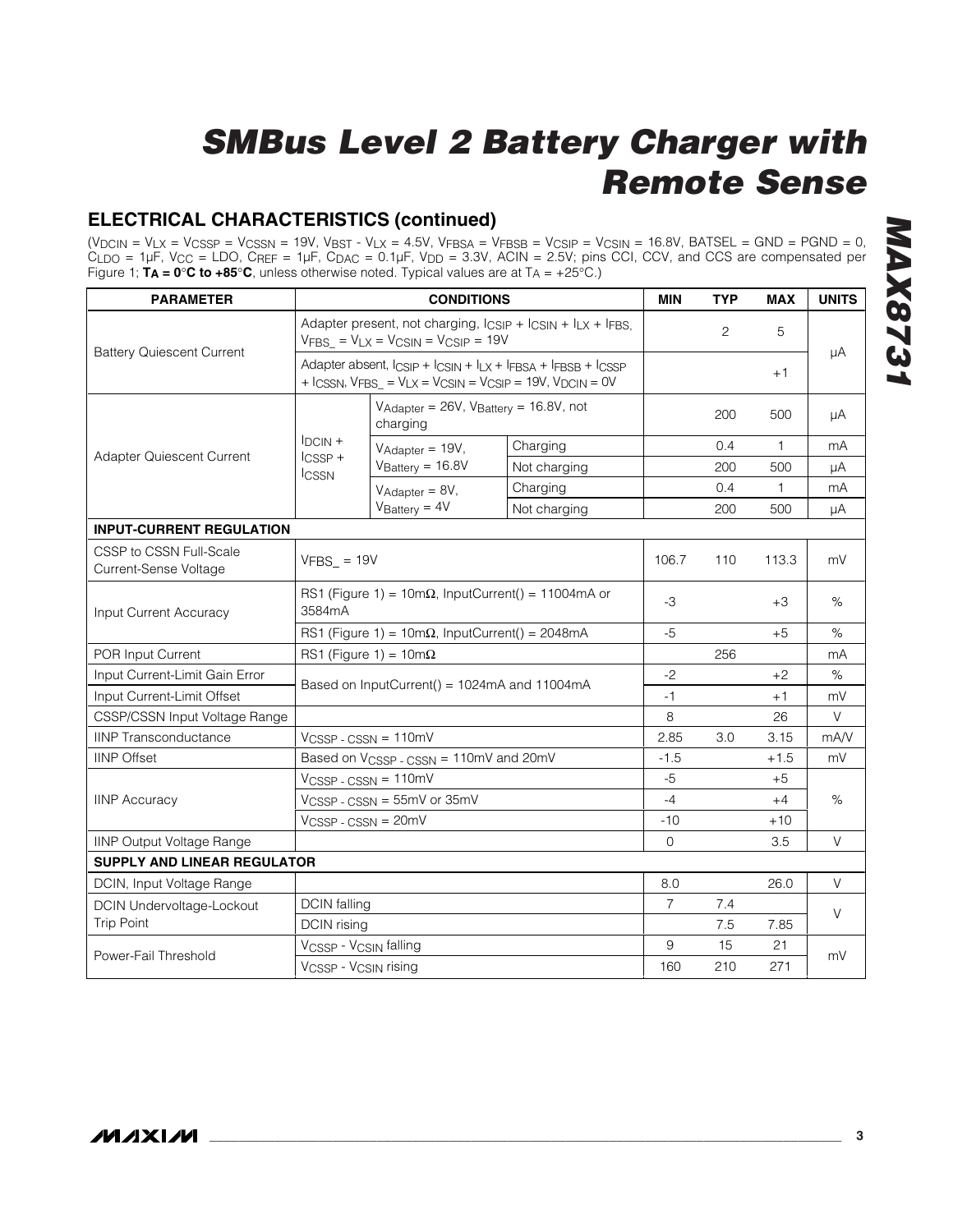## ELECTRICAL CHARACTERISTICS (continued)

($V_{DCIN}$ = $V_{LX}$ = $V_{CSSP}$ = $V_{CSSN}$ = 19V, $V_{BST}$ - $V_{LX}$ = 4.5V, $V_{FBSA}$ = $V_{FBSB}$ = $V_{CSIP}$ = $V_{CSIN}$ = 16.8V, BATSEL = GND = PGND = 0, $C_{LDO}$ = 1µF, $V_{CC}$ = LDO, $C_{REF}$ = 1µF, $C_{DAC}$ = 0.1µF, $V_{DD}$ = 3.3V, ACIN = 2.5V; pins CCI, CCV, and CCS are compensated per Figure 1; **$T_A$ = 0°C to +85°C**, unless otherwise noted. Typical values are at $T_A$ = +25°C.)

| PARAMETER | CONDITIONS | | | MIN | TYP | MAX | UNITS |
|---|---|---|---|---|---|---|---|
| Battery Quiescent Current | Adapter present, not charging, $I_{CSIP}$ + $I_{CSIN}$ + $I_{LX}$ + $I_{FBS}$, $V_{FBS\_}$ = $V_{LX}$ = $V_{CSIN}$ = $V_{CSIP}$ = 19V | | | | 2 | 5 | µA |
| | Adapter absent, $I_{CSIP}$ + $I_{CSIN}$ + $I_{LX}$ + $I_{FBSA}$ + $I_{FBSB}$ + $I_{CSSP}$ + $I_{CSSN}$, $V_{FBS\_}$ = $V_{LX}$ = $V_{CSIN}$ = $V_{CSIP}$ = 19V, $V_{DCIN}$ = 0V | | | | | +1 | |
| Adapter Quiescent Current | $I_{DCIN}$ + $I_{CSSP}$ + $I_{CSSN}$ | $V_{Adapter}$ = 26V, $V_{Battery}$ = 16.8V, not charging | | | 200 | 500 | µA |
| | | $V_{Adapter}$ = 19V, $V_{Battery}$ = 16.8V | Charging | | 0.4 | 1 | mA |
| | | | Not charging | | 200 | 500 | µA |
| | | $V_{Adapter}$ = 8V, $V_{Battery}$ = 4V | Charging | | 0.4 | 1 | mA |
| | | | Not charging | | 200 | 500 | µA |
| **INPUT-CURRENT REGULATION** | | | | | | | |
| CSSP to CSSN Full-Scale Current-Sense Voltage | $V_{FBS\_}$ = 19V | | | 106.7 | 110 | 113.3 | mV |
| Input Current Accuracy | RS1 (Figure 1) = 10mΩ, InputCurrent() = 11004mA or 3584mA | | | -3 | | +3 | % |
| | RS1 (Figure 1) = 10mΩ, InputCurrent() = 2048mA | | | -5 | | +5 | % |
| POR Input Current | RS1 (Figure 1) = 10mΩ | | | | 256 | | mA |
| Input Current-Limit Gain Error | Based on InputCurrent() = 1024mA and 11004mA | | | -2 | | +2 | % |
| Input Current-Limit Offset | | | | -1 | | +1 | mV |
| CSSP/CSSN Input Voltage Range | | | | 8 | | 26 | V |
| IINP Transconductance | $V_{CSSP - CSSN}$ = 110mV | | | 2.85 | 3.0 | 3.15 | mA/V |
| IINP Offset | Based on $V_{CSSP - CSSN}$ = 110mV and 20mV | | | -1.5 | | +1.5 | mV |
| IINP Accuracy | $V_{CSSP - CSSN}$ = 110mV | | | -5 | | +5 | % |
| | $V_{CSSP - CSSN}$ = 55mV or 35mV | | | -4 | | +4 | |
| | $V_{CSSP - CSSN}$ = 20mV | | | -10 | | +10 | |
| IINP Output Voltage Range | | | | 0 | | 3.5 | V |
| **SUPPLY AND LINEAR REGULATOR** | | | | | | | |
| DCIN, Input Voltage Range | | | | 8.0 | | 26.0 | V |
| DCIN Undervoltage-Lockout Trip Point | DCIN falling | | | 7 | 7.4 | | V |
| | DCIN rising | | | | 7.5 | 7.85 | |
| Power-Fail Threshold | $V_{CSSP}$ - $V_{CSIN}$ falling | | | 9 | 15 | 21 | mV |
| | $V_{CSSP}$ - $V_{CSIN}$ rising | | | 160 | 210 | 271 | |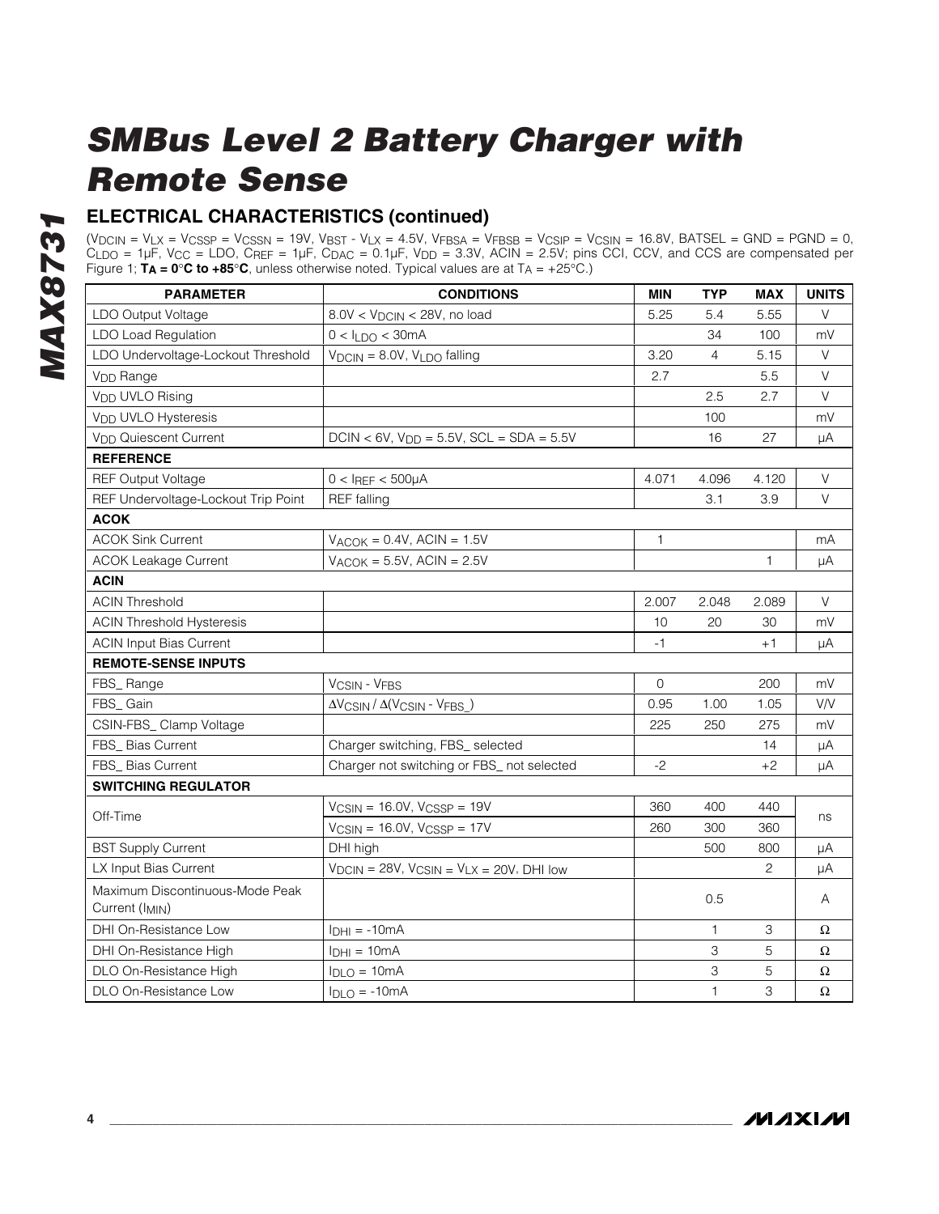# SMBus Level 2 Battery Charger with Remote Sense

## ELECTRICAL CHARACTERISTICS (continued)

($V_{DCIN}$ = $V_{LX}$ = $V_{CSSP}$ = $V_{CSSN}$ = 19V, $V_{BST}$ - $V_{LX}$ = 4.5V, $V_{FBSA}$ = $V_{FBSB}$ = $V_{CSIP}$ = $V_{CSIN}$ = 16.8V, BATSEL = GND = PGND = 0, $C_{LDO}$ = 1µF, $V_{CC}$ = LDO, $C_{REF}$ = 1µF, $C_{DAC}$ = 0.1µF, $V_{DD}$ = 3.3V, ACIN = 2.5V; pins CCI, CCV, and CCS are compensated per Figure 1; **$T_A$ = 0°C to +85°C**, unless otherwise noted. Typical values are at $T_A$ = +25°C.)

| PARAMETER | CONDITIONS | MIN | TYP | MAX | UNITS |
|---|---|---|---|---|---|
| LDO Output Voltage | 8.0V < $V_{DCIN}$ < 28V, no load | 5.25 | 5.4 | 5.55 | V |
| LDO Load Regulation | 0 < $I_{LDO}$ < 30mA | | 34 | 100 | mV |
| LDO Undervoltage-Lockout Threshold | $V_{DCIN}$ = 8.0V, $V_{LDO}$ falling | 3.20 | 4 | 5.15 | V |
| $V_{DD}$ Range | | 2.7 | | 5.5 | V |
| $V_{DD}$ UVLO Rising | | | 2.5 | 2.7 | V |
| $V_{DD}$ UVLO Hysteresis | | | 100 | | mV |
| $V_{DD}$ Quiescent Current | DCIN < 6V, $V_{DD}$ = 5.5V, SCL = SDA = 5.5V | | 16 | 27 | µA |
| **REFERENCE** | | | | | |
| REF Output Voltage | 0 < $I_{REF}$ < 500µA | 4.071 | 4.096 | 4.120 | V |
| REF Undervoltage-Lockout Trip Point | REF falling | | 3.1 | 3.9 | V |
| **ACOK** | | | | | |
| ACOK Sink Current | $V_{ACOK}$ = 0.4V, ACIN = 1.5V | 1 | | | mA |
| ACOK Leakage Current | $V_{ACOK}$ = 5.5V, ACIN = 2.5V | | | 1 | µA |
| **ACIN** | | | | | |
| ACIN Threshold | | 2.007 | 2.048 | 2.089 | V |
| ACIN Threshold Hysteresis | | 10 | 20 | 30 | mV |
| ACIN Input Bias Current | | -1 | | +1 | µA |
| **REMOTE-SENSE INPUTS** | | | | | |
| FBS_ Range | $V_{CSIN}$ - $V_{FBS}$ | 0 | | 200 | mV |
| FBS_ Gain | $\Delta V_{CSIN} / \Delta(V_{CSIN} - V_{FBS\_})$ | 0.95 | 1.00 | 1.05 | V/V |
| CSIN-FBS_ Clamp Voltage | | 225 | 250 | 275 | mV |
| FBS_ Bias Current | Charger switching, FBS_ selected | | | 14 | µA |
| FBS_ Bias Current | Charger not switching or FBS_ not selected | -2 | | +2 | µA |
| **SWITCHING REGULATOR** | | | | | |
| Off-Time | $V_{CSIN}$ = 16.0V, $V_{CSSP}$ = 19V | 360 | 400 | 440 | ns |
| | $V_{CSIN}$ = 16.0V, $V_{CSSP}$ = 17V | 260 | 300 | 360 | |
| BST Supply Current | DHI high | | 500 | 800 | µA |
| LX Input Bias Current | $V_{DCIN}$ = 28V, $V_{CSIN}$ = $V_{LX}$ = 20V, DHI low | | | 2 | µA |
| Maximum Discontinuous-Mode Peak Current ($I_{MIN}$) | | | 0.5 | | A |
| DHI On-Resistance Low | $I_{DHI}$ = -10mA | | 1 | 3 | Ω |
| DHI On-Resistance High | $I_{DHI}$ = 10mA | | 3 | 5 | Ω |
| DLO On-Resistance High | $I_{DLO}$ = 10mA | | 3 | 5 | Ω |
| DLO On-Resistance Low | $I_{DLO}$ = -10mA | | 1 | 3 | Ω |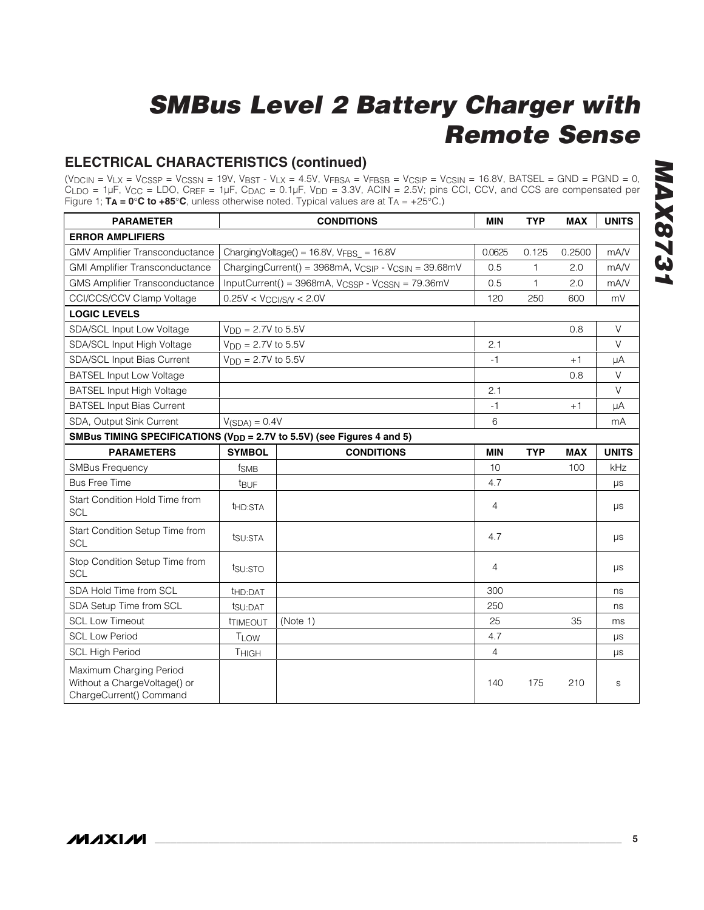## ELECTRICAL CHARACTERISTICS (continued)

($V_{DCIN} = V_{LX} = V_{CSSP} = V_{CSSN}$ = 19V, $V_{BST}$ - $V_{LX}$ = 4.5V, $V_{FBSA} = V_{FBSB} = V_{CSIP} = V_{CSIN}$ = 16.8V, BATSEL = GND = PGND = 0, $C_{LDO}$ = 1µF, $V_{CC}$ = LDO, $C_{REF}$ = 1µF, $C_{DAC}$ = 0.1µF, $V_{DD}$ = 3.3V, ACIN = 2.5V; pins CCI, CCV, and CCS are compensated per Figure 1; **$T_A$ = 0°C to +85°C**, unless otherwise noted. Typical values are at $T_A$ = +25°C.)

| PARAMETER | CONDITIONS | MIN | TYP | MAX | UNITS |
|---|---|---|---|---|---|
| **ERROR AMPLIFIERS** | | | | | |
| GMV Amplifier Transconductance | ChargingVoltage() = 16.8V, $V_{FBS\_}$ = 16.8V | 0.0625 | 0.125 | 0.2500 | mA/V |
| GMI Amplifier Transconductance | ChargingCurrent() = 3968mA, $V_{CSIP}$ - $V_{CSIN}$ = 39.68mV | 0.5 | 1 | 2.0 | mA/V |
| GMS Amplifier Transconductance | InputCurrent() = 3968mA, $V_{CSSP}$ - $V_{CSSN}$ = 79.36mV | 0.5 | 1 | 2.0 | mA/V |
| CCI/CCS/CCV Clamp Voltage | 0.25V < $V_{CCI/S/V}$ < 2.0V | 120 | 250 | 600 | mV |
| **LOGIC LEVELS** | | | | | |
| SDA/SCL Input Low Voltage | $V_{DD}$ = 2.7V to 5.5V | | | 0.8 | V |
| SDA/SCL Input High Voltage | $V_{DD}$ = 2.7V to 5.5V | 2.1 | | | V |
| SDA/SCL Input Bias Current | $V_{DD}$ = 2.7V to 5.5V | -1 | | +1 | µA |
| BATSEL Input Low Voltage | | | | 0.8 | V |
| BATSEL Input High Voltage | | 2.1 | | | V |
| BATSEL Input Bias Current | | -1 | | +1 | µA |
| SDA, Output Sink Current | $V_{(SDA)}$ = 0.4V | 6 | | | mA |

**SMBus TIMING SPECIFICATIONS ($V_{DD}$ = 2.7V to 5.5V) (see Figures 4 and 5)**

| PARAMETERS | SYMBOL | CONDITIONS | MIN | TYP | MAX | UNITS |
|---|---|---|---|---|---|---|
| SMBus Frequency | $f_{SMB}$ | | 10 | | 100 | kHz |
| Bus Free Time | $t_{BUF}$ | | 4.7 | | | µs |
| Start Condition Hold Time from SCL | $t_{HD:STA}$ | | 4 | | | µs |
| Start Condition Setup Time from SCL | $t_{SU:STA}$ | | 4.7 | | | µs |
| Stop Condition Setup Time from SCL | $t_{SU:STO}$ | | 4 | | | µs |
| SDA Hold Time from SCL | $t_{HD:DAT}$ | | 300 | | | ns |
| SDA Setup Time from SCL | $t_{SU:DAT}$ | | 250 | | | ns |
| SCL Low Timeout | $t_{TIMEOUT}$ | (Note 1) | 25 | | 35 | ms |
| SCL Low Period | $T_{LOW}$ | | 4.7 | | | µs |
| SCL High Period | $T_{HIGH}$ | | 4 | | | µs |
| Maximum Charging Period Without a ChargeVoltage() or ChargeCurrent() Command | | | 140 | 175 | 210 | s |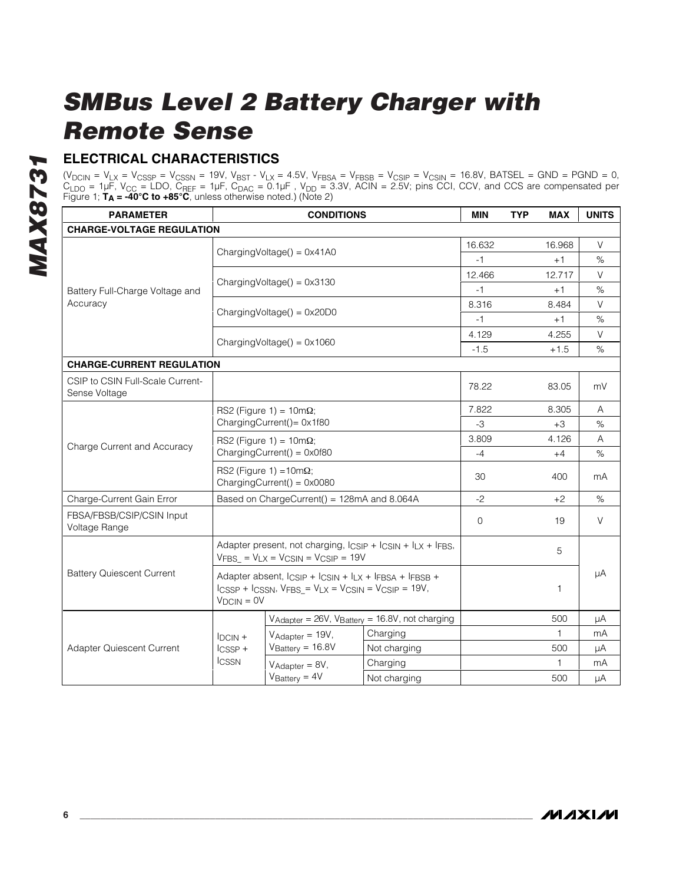# SMBus Level 2 Battery Charger with Remote Sense

## ELECTRICAL CHARACTERISTICS

($V_{DCIN}$ = $V_{LX}$ = $V_{CSSP}$ = $V_{CSSN}$ = 19V, $V_{BST}$ - $V_{LX}$ = 4.5V, $V_{FBSA}$ = $V_{FBSB}$ = $V_{CSIP}$ = $V_{CSIN}$ = 16.8V, BATSEL = GND = PGND = 0, $C_{LDO}$ = 1µF, $V_{CC}$ = LDO, $C_{REF}$ = 1µF, $C_{DAC}$ = 0.1µF , $V_{DD}$ = 3.3V, ACIN = 2.5V; pins CCI, CCV, and CCS are compensated per Figure 1; **$T_A$ = -40°C to +85°C**, unless otherwise noted.) (Note 2)

| PARAMETER | CONDITIONS | | | MIN | TYP | MAX | UNITS |
|---|---|---|---|---|---|---|---|
| **CHARGE-VOLTAGE REGULATION** | | | | | | | |
| Battery Full-Charge Voltage and Accuracy | ChargingVoltage() = 0x41A0 | | | 16.632 | | 16.968 | V |
| | | | | -1 | | +1 | % |
| | ChargingVoltage() = 0x3130 | | | 12.466 | | 12.717 | V |
| | | | | -1 | | +1 | % |
| | ChargingVoltage() = 0x20D0 | | | 8.316 | | 8.484 | V |
| | | | | -1 | | +1 | % |
| | ChargingVoltage() = 0x1060 | | | 4.129 | | 4.255 | V |
| | | | | -1.5 | | +1.5 | % |
| **CHARGE-CURRENT REGULATION** | | | | | | | |
| CSIP to CSIN Full-Scale Current-Sense Voltage | | | | 78.22 | | 83.05 | mV |
| Charge Current and Accuracy | RS2 (Figure 1) = 10mΩ; ChargingCurrent()= 0x1f80 | | | 7.822 | | 8.305 | A |
| | | | | -3 | | +3 | % |
| | RS2 (Figure 1) = 10mΩ; ChargingCurrent() = 0x0f80 | | | 3.809 | | 4.126 | A |
| | | | | -4 | | +4 | % |
| | RS2 (Figure 1) =10mΩ; ChargingCurrent() = 0x0080 | | | 30 | | 400 | mA |
| Charge-Current Gain Error | Based on ChargeCurrent() = 128mA and 8.064A | | | -2 | | +2 | % |
| FBSA/FBSB/CSIP/CSIN Input Voltage Range | | | | 0 | | 19 | V |
| Battery Quiescent Current | Adapter present, not charging, $I_{CSIP}$ + $I_{CSIN}$ + $I_{LX}$ + $I_{FBS}$, $V_{FBS\_}$ = $V_{LX}$ = $V_{CSIN}$ = $V_{CSIP}$ = 19V | | | | | 5 | µA |
| | Adapter absent, $I_{CSIP}$ + $I_{CSIN}$ + $I_{LX}$ + $I_{FBSA}$ + $I_{FBSB}$ + $I_{CSSP}$ + $I_{CSSN}$, $V_{FBS\_}$= $V_{LX}$ = $V_{CSIN}$ = $V_{CSIP}$ = 19V, $V_{DCIN}$ = 0V | | | | | 1 | |
| Adapter Quiescent Current | $I_{DCIN}$ + $I_{CSSP}$ + $I_{CSSN}$ | $V_{Adapter}$ = 26V, $V_{Battery}$ = 16.8V, not charging | | | | 500 | µA |
| | | $V_{Adapter}$ = 19V, $V_{Battery}$ = 16.8V | Charging | | | 1 | mA |
| | | | Not charging | | | 500 | µA |
| | | $V_{Adapter}$ = 8V, $V_{Battery}$ = 4V | Charging | | | 1 | mA |
| | | | Not charging | | | 500 | µA |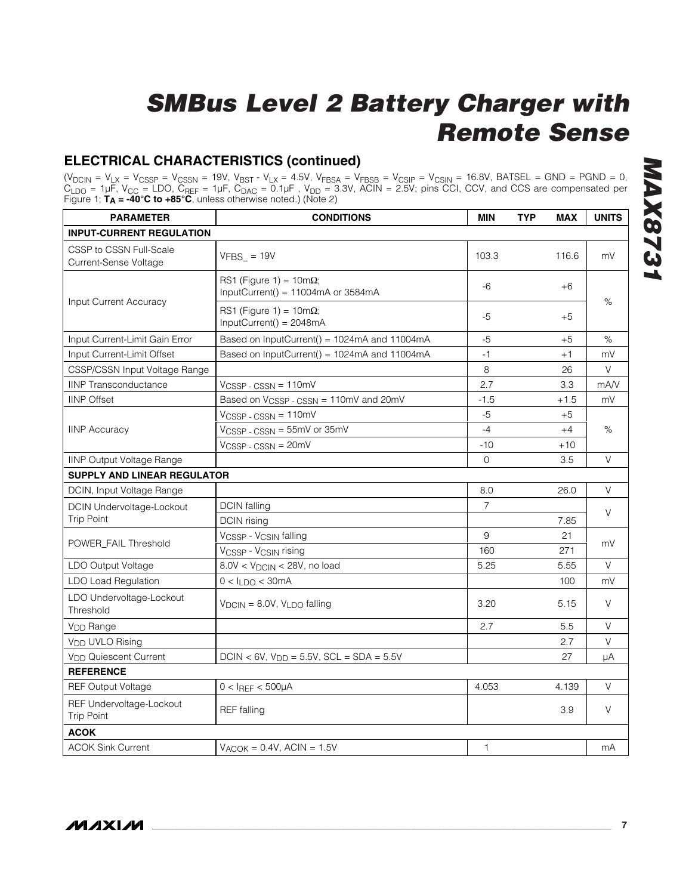## ELECTRICAL CHARACTERISTICS (continued)

($V_{DCIN}$ = $V_{LX}$ = $V_{CSSP}$ = $V_{CSSN}$ = 19V, $V_{BST}$ - $V_{LX}$ = 4.5V, $V_{FBSA}$ = $V_{FBSB}$ = $V_{CSIP}$ = $V_{CSIN}$ = 16.8V, BATSEL = GND = PGND = 0, $C_{LDO}$ = 1µF, $V_{CC}$ = LDO, $C_{REF}$ = 1µF, $C_{DAC}$ = 0.1µF , $V_{DD}$ = 3.3V, ACIN = 2.5V; pins CCI, CCV, and CCS are compensated per Figure 1; **$T_A$ = -40°C to +85°C**, unless otherwise noted.) (Note 2)

| PARAMETER | CONDITIONS | MIN | TYP | MAX | UNITS |
|---|---|---|---|---|---|
| **INPUT-CURRENT REGULATION** | | | | | |
| CSSP to CSSN Full-Scale Current-Sense Voltage | $V_{FBS\_}$ = 19V | 103.3 | | 116.6 | mV |
| Input Current Accuracy | RS1 (Figure 1) = 10mΩ; InputCurrent() = 11004mA or 3584mA | -6 | | +6 | % |
| | RS1 (Figure 1) = 10mΩ; InputCurrent() = 2048mA | -5 | | +5 | |
| Input Current-Limit Gain Error | Based on InputCurrent() = 1024mA and 11004mA | -5 | | +5 | % |
| Input Current-Limit Offset | Based on InputCurrent() = 1024mA and 11004mA | -1 | | +1 | mV |
| CSSP/CSSN Input Voltage Range | | 8 | | 26 | V |
| IINP Transconductance | $V_{CSSP - CSSN}$ = 110mV | 2.7 | | 3.3 | mA/V |
| IINP Offset | Based on $V_{CSSP - CSSN}$ = 110mV and 20mV | -1.5 | | +1.5 | mV |
| IINP Accuracy | $V_{CSSP - CSSN}$ = 110mV | -5 | | +5 | % |
| | $V_{CSSP - CSSN}$ = 55mV or 35mV | -4 | | +4 | |
| | $V_{CSSP - CSSN}$ = 20mV | -10 | | +10 | |
| IINP Output Voltage Range | | 0 | | 3.5 | V |
| **SUPPLY AND LINEAR REGULATOR** | | | | | |
| DCIN, Input Voltage Range | | 8.0 | | 26.0 | V |
| DCIN Undervoltage-Lockout Trip Point | DCIN falling | 7 | | | V |
| | DCIN rising | | | 7.85 | |
| POWER_FAIL Threshold | $V_{CSSP}$ - $V_{CSIN}$ falling | 9 | | 21 | mV |
| | $V_{CSSP}$ - $V_{CSIN}$ rising | 160 | | 271 | |
| LDO Output Voltage | 8.0V < $V_{DCIN}$ < 28V, no load | 5.25 | | 5.55 | V |
| LDO Load Regulation | 0 < $I_{LDO}$ < 30mA | | | 100 | mV |
| LDO Undervoltage-Lockout Threshold | $V_{DCIN}$ = 8.0V, $V_{LDO}$ falling | 3.20 | | 5.15 | V |
| $V_{DD}$ Range | | 2.7 | | 5.5 | V |
| $V_{DD}$ UVLO Rising | | | | 2.7 | V |
| $V_{DD}$ Quiescent Current | DCIN < 6V, $V_{DD}$ = 5.5V, SCL = SDA = 5.5V | | | 27 | µA |
| **REFERENCE** | | | | | |
| REF Output Voltage | 0 < $I_{REF}$ < 500µA | 4.053 | | 4.139 | V |
| REF Undervoltage-Lockout Trip Point | REF falling | | | 3.9 | V |
| **ACOK** | | | | | |
| ACOK Sink Current | $V_{ACOK}$ = 0.4V, ACIN = 1.5V | 1 | | | mA |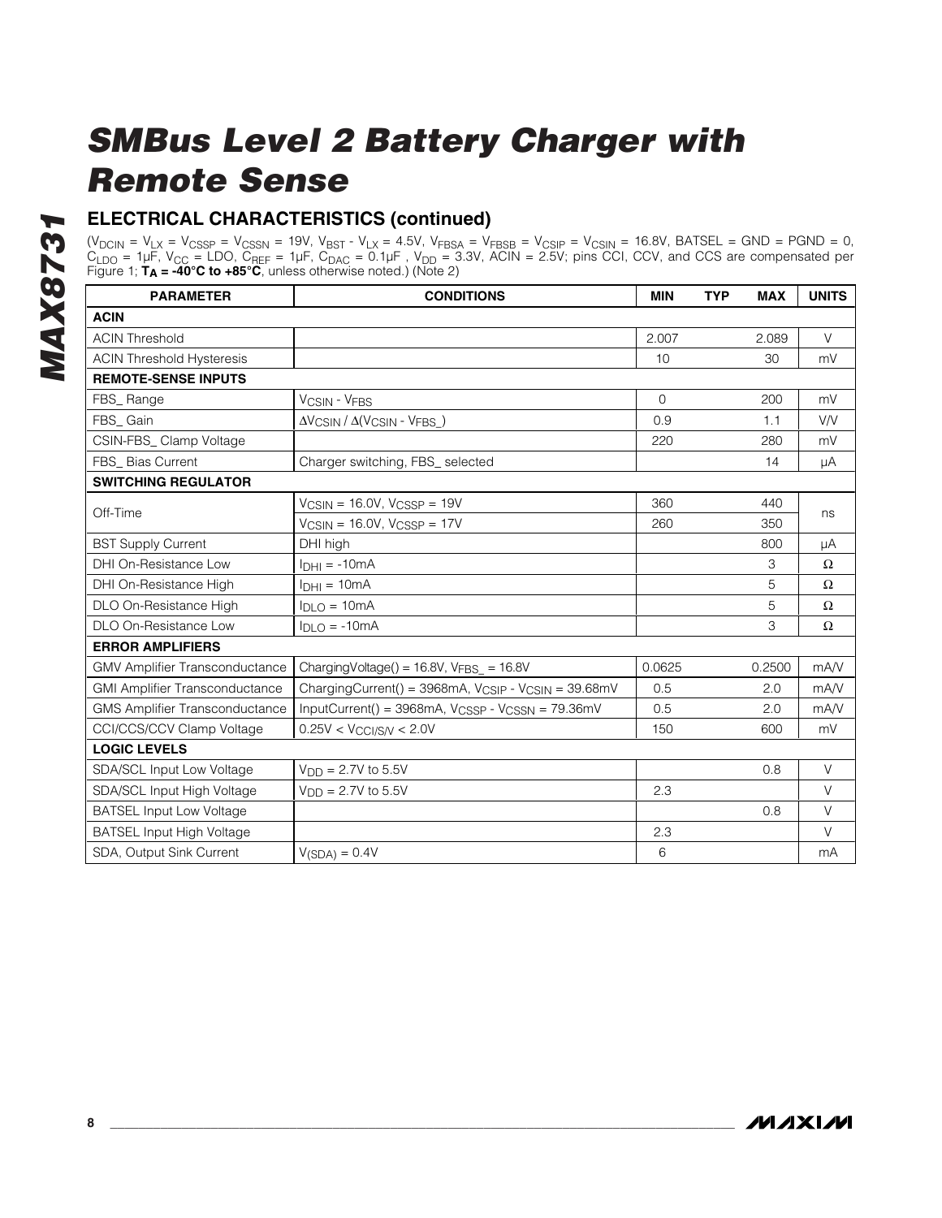## ELECTRICAL CHARACTERISTICS (continued)

($V_{DCIN}$ = $V_{LX}$ = $V_{CSSP}$ = $V_{CSSN}$ = 19V, $V_{BST}$ - $V_{LX}$ = 4.5V, $V_{FBSA}$ = $V_{FBSB}$ = $V_{CSIP}$ = $V_{CSIN}$ = 16.8V, BATSEL = GND = PGND = 0, $C_{LDO}$ = 1µF, $V_{CC}$ = LDO, $C_{REF}$ = 1µF, $C_{DAC}$ = 0.1µF , $V_{DD}$ = 3.3V, ACIN = 2.5V; pins CCI, CCV, and CCS are compensated per Figure 1; **$T_A$ = -40°C to +85°C**, unless otherwise noted.) (Note 2)

| PARAMETER | CONDITIONS | MIN | TYP | MAX | UNITS |
|---|---|---|---|---|---|
| **ACIN** | | | | | |
| ACIN Threshold | | 2.007 | | 2.089 | V |
| ACIN Threshold Hysteresis | | 10 | | 30 | mV |
| **REMOTE-SENSE INPUTS** | | | | | |
| FBS_ Range | $V_{CSIN}$ - $V_{FBS}$ | 0 | | 200 | mV |
| FBS_ Gain | $\Delta V_{CSIN} / \Delta(V_{CSIN} - V_{FBS\_})$ | 0.9 | | 1.1 | V/V |
| CSIN-FBS_ Clamp Voltage | | 220 | | 280 | mV |
| FBS_ Bias Current | Charger switching, FBS_ selected | | | 14 | µA |
| **SWITCHING REGULATOR** | | | | | |
| Off-Time | $V_{CSIN}$ = 16.0V, $V_{CSSP}$ = 19V | 360 | | 440 | ns |
| | $V_{CSIN}$ = 16.0V, $V_{CSSP}$ = 17V | 260 | | 350 | |
| BST Supply Current | DHI high | | | 800 | µA |
| DHI On-Resistance Low | $I_{DHI}$ = -10mA | | | 3 | Ω |
| DHI On-Resistance High | $I_{DHI}$ = 10mA | | | 5 | Ω |
| DLO On-Resistance High | $I_{DLO}$ = 10mA | | | 5 | Ω |
| DLO On-Resistance Low | $I_{DLO}$ = -10mA | | | 3 | Ω |
| **ERROR AMPLIFIERS** | | | | | |
| GMV Amplifier Transconductance | ChargingVoltage() = 16.8V, $V_{FBS\_}$ = 16.8V | 0.0625 | | 0.2500 | mA/V |
| GMI Amplifier Transconductance | ChargingCurrent() = 3968mA, $V_{CSIP}$ - $V_{CSIN}$ = 39.68mV | 0.5 | | 2.0 | mA/V |
| GMS Amplifier Transconductance | InputCurrent() = 3968mA, $V_{CSSP}$ - $V_{CSSN}$ = 79.36mV | 0.5 | | 2.0 | mA/V |
| CCI/CCS/CCV Clamp Voltage | 0.25V < $V_{CCI/S/V}$ < 2.0V | 150 | | 600 | mV |
| **LOGIC LEVELS** | | | | | |
| SDA/SCL Input Low Voltage | $V_{DD}$ = 2.7V to 5.5V | | | 0.8 | V |
| SDA/SCL Input High Voltage | $V_{DD}$ = 2.7V to 5.5V | 2.3 | | | V |
| BATSEL Input Low Voltage | | | | 0.8 | V |
| BATSEL Input High Voltage | | 2.3 | | | V |
| SDA, Output Sink Current | $V_{(SDA)}$ = 0.4V | 6 | | | mA |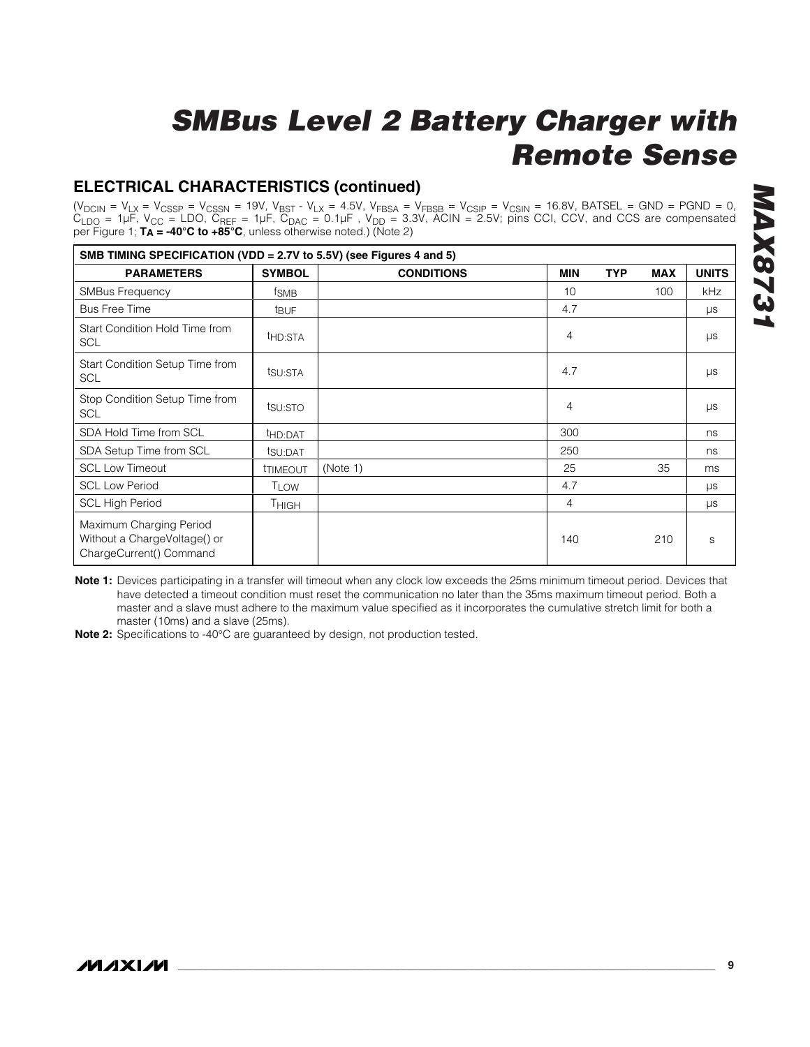# SMBus Level 2 Battery Charger with Remote Sense

## ELECTRICAL CHARACTERISTICS (continued)

($V_{DCIN} = V_{LX} = V_{CSSP} = V_{CSSN} = 19V$, $V_{BST} - V_{LX} = 4.5V$, $V_{FBSA} = V_{FBSB} = V_{CSIP} = V_{CSIN} = 16.8V$, BATSEL = GND = PGND = 0, $C_{LDO} = 1\mu F$, $V_{CC}$ = LDO, $C_{REF} = 1\mu F$, $C_{DAC} = 0.1\mu F$, $V_{DD} = 3.3V$, ACIN = 2.5V; pins CCI, CCV, and CCS are compensated per Figure 1; **$T_A$ = -40°C to +85°C**, unless otherwise noted.) (Note 2)

| PARAMETERS | SYMBOL | CONDITIONS | MIN | TYP | MAX | UNITS |
|---|---|---|---|---|---|---|
| **SMB TIMING SPECIFICATION (VDD = 2.7V to 5.5V) (see Figures 4 and 5)** | | | | | | |
| SMBus Frequency | $f_{SMB}$ | | 10 | | 100 | kHz |
| Bus Free Time | $t_{BUF}$ | | 4.7 | | | µs |
| Start Condition Hold Time from SCL | $t_{HD:STA}$ | | 4 | | | µs |
| Start Condition Setup Time from SCL | $t_{SU:STA}$ | | 4.7 | | | µs |
| Stop Condition Setup Time from SCL | $t_{SU:STO}$ | | 4 | | | µs |
| SDA Hold Time from SCL | $t_{HD:DAT}$ | | 300 | | | ns |
| SDA Setup Time from SCL | $t_{SU:DAT}$ | | 250 | | | ns |
| SCL Low Timeout | $t_{TIMEOUT}$ | (Note 1) | 25 | | 35 | ms |
| SCL Low Period | $T_{LOW}$ | | 4.7 | | | µs |
| SCL High Period | $T_{HIGH}$ | | 4 | | | µs |
| Maximum Charging Period Without a ChargeVoltage() or ChargeCurrent() Command | | | 140 | | 210 | s |

**Note 1:** Devices participating in a transfer will timeout when any clock low exceeds the 25ms minimum timeout period. Devices that have detected a timeout condition must reset the communication no later than the 35ms maximum timeout period. Both a master and a slave must adhere to the maximum value specified as it incorporates the cumulative stretch limit for both a master (10ms) and a slave (25ms).

**Note 2:** Specifications to -40°C are guaranteed by design, not production tested.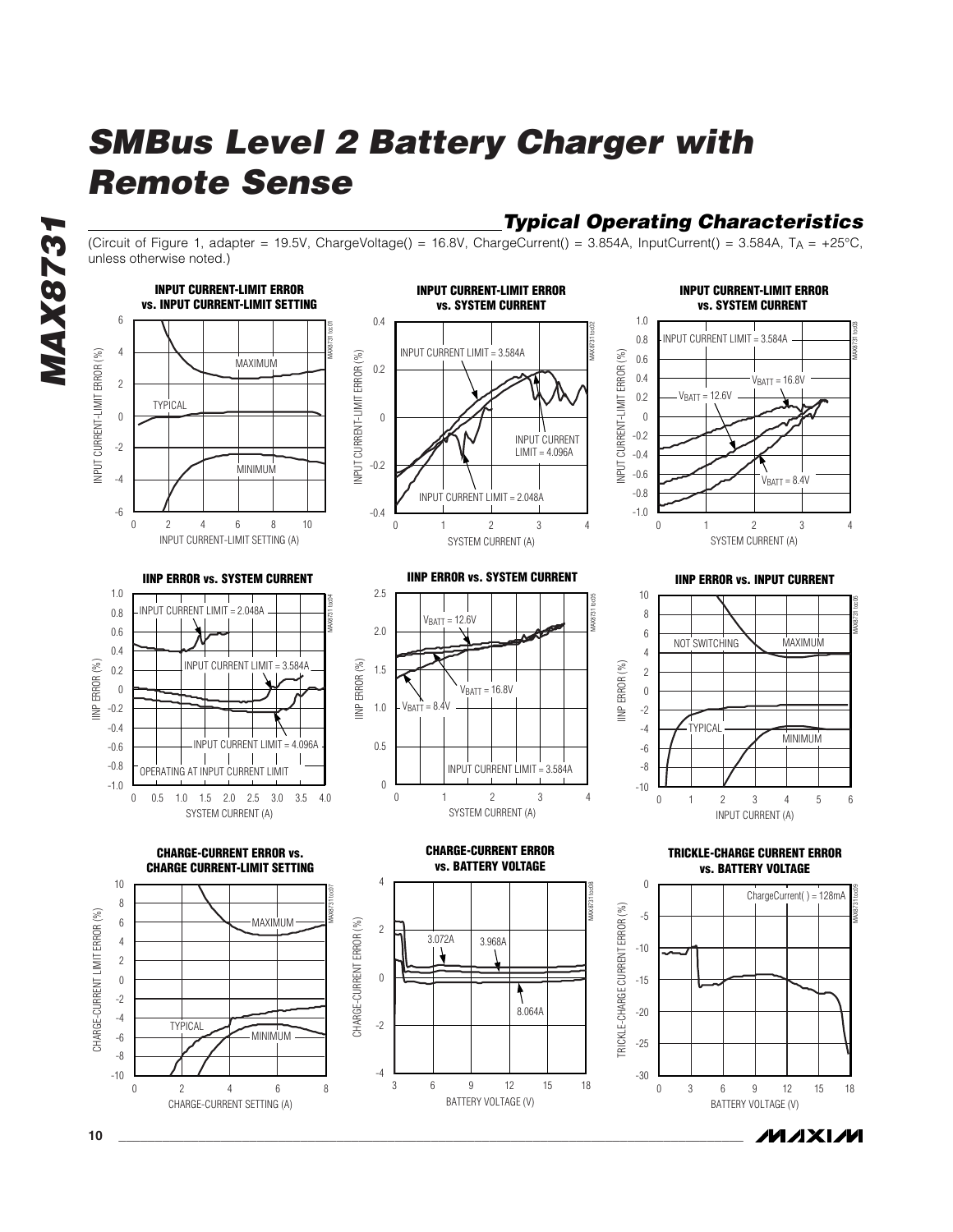## Typical Operating Characteristics

(Circuit of Figure 1, adapter = 19.5V, ChargeVoltage() = 16.8V, ChargeCurrent() = 3.854A, InputCurrent() = 3.584A, $T_A$ = +25°C, unless otherwise noted.)

**INPUT CURRENT-LIMIT ERROR vs. INPUT CURRENT-LIMIT SETTING**

**INPUT CURRENT-LIMIT ERROR vs. SYSTEM CURRENT**

**INPUT CURRENT-LIMIT ERROR vs. SYSTEM CURRENT**

**IINP ERROR vs. SYSTEM CURRENT**

**IINP ERROR vs. SYSTEM CURRENT**

**IINP ERROR vs. INPUT CURRENT**

**CHARGE-CURRENT ERROR vs. CHARGE CURRENT-LIMIT SETTING**

**CHARGE-CURRENT ERROR vs. BATTERY VOLTAGE**

**TRICKLE-CHARGE CURRENT ERROR vs. BATTERY VOLTAGE**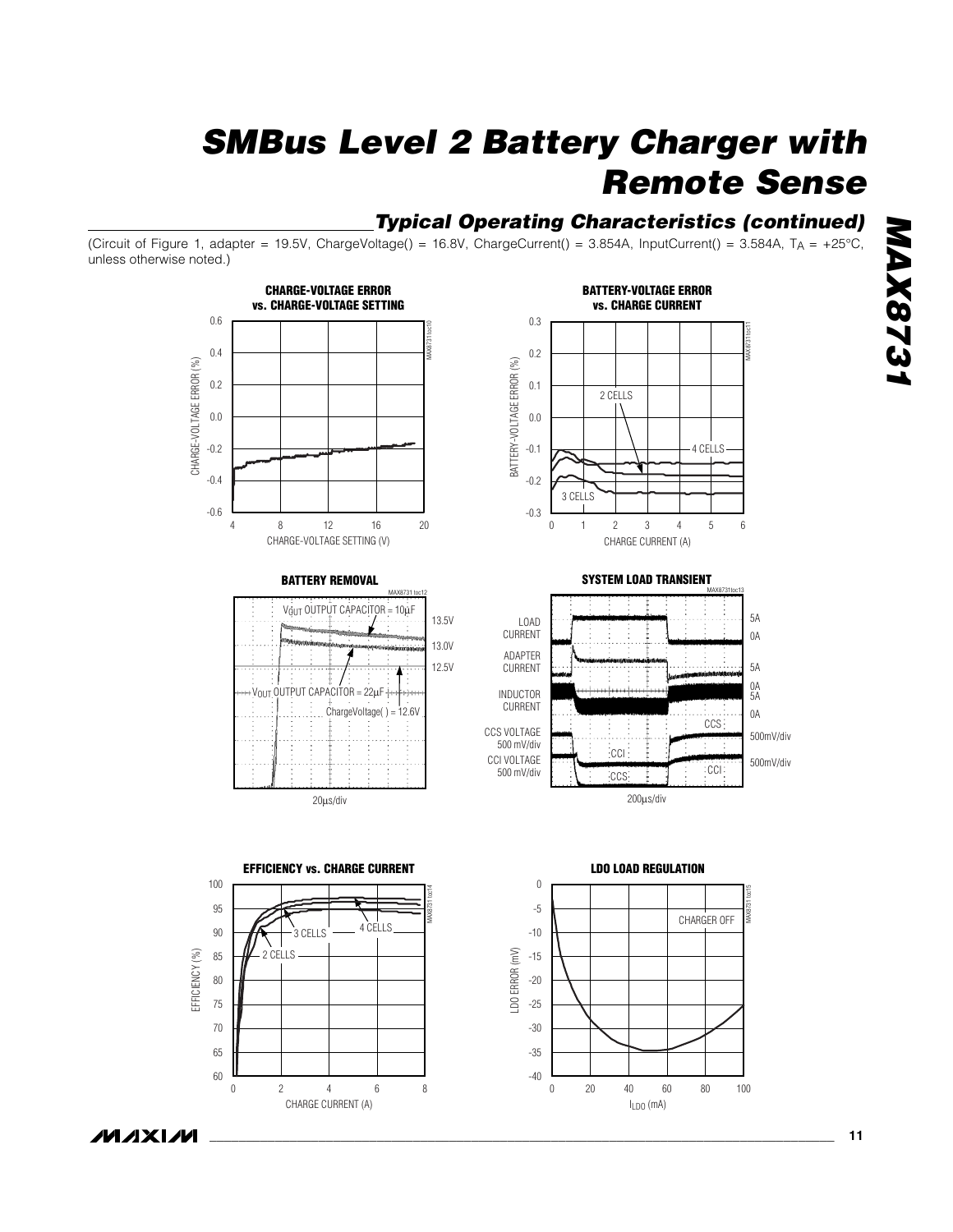## Typical Operating Characteristics (continued)

(Circuit of Figure 1, adapter = 19.5V, ChargeVoltage() = 16.8V, ChargeCurrent() = 3.854A, InputCurrent() = 3.584A, $T_A$ = +25°C, unless otherwise noted.)

**CHARGE-VOLTAGE ERROR vs. CHARGE-VOLTAGE SETTING**

**BATTERY-VOLTAGE ERROR vs. CHARGE CURRENT**

**BATTERY REMOVAL**

**SYSTEM LOAD TRANSIENT**

**EFFICIENCY vs. CHARGE CURRENT**

**LDO LOAD REGULATION**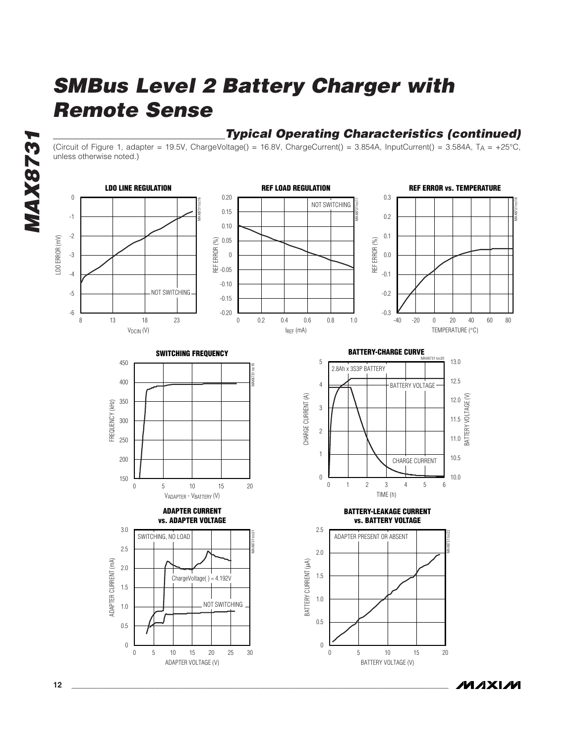## Typical Operating Characteristics (continued)

(Circuit of Figure 1, adapter = 19.5V, ChargeVoltage() = 16.8V, ChargeCurrent() = 3.854A, InputCurrent() = 3.584A, $T_A$ = +25°C, unless otherwise noted.)

**LDO LINE REGULATION**

**REF LOAD REGULATION**

**REF ERROR vs. TEMPERATURE**

**SWITCHING FREQUENCY**

**BATTERY-CHARGE CURVE**

**ADAPTER CURRENT vs. ADAPTER VOLTAGE**

**BATTERY-LEAKAGE CURRENT vs. BATTERY VOLTAGE**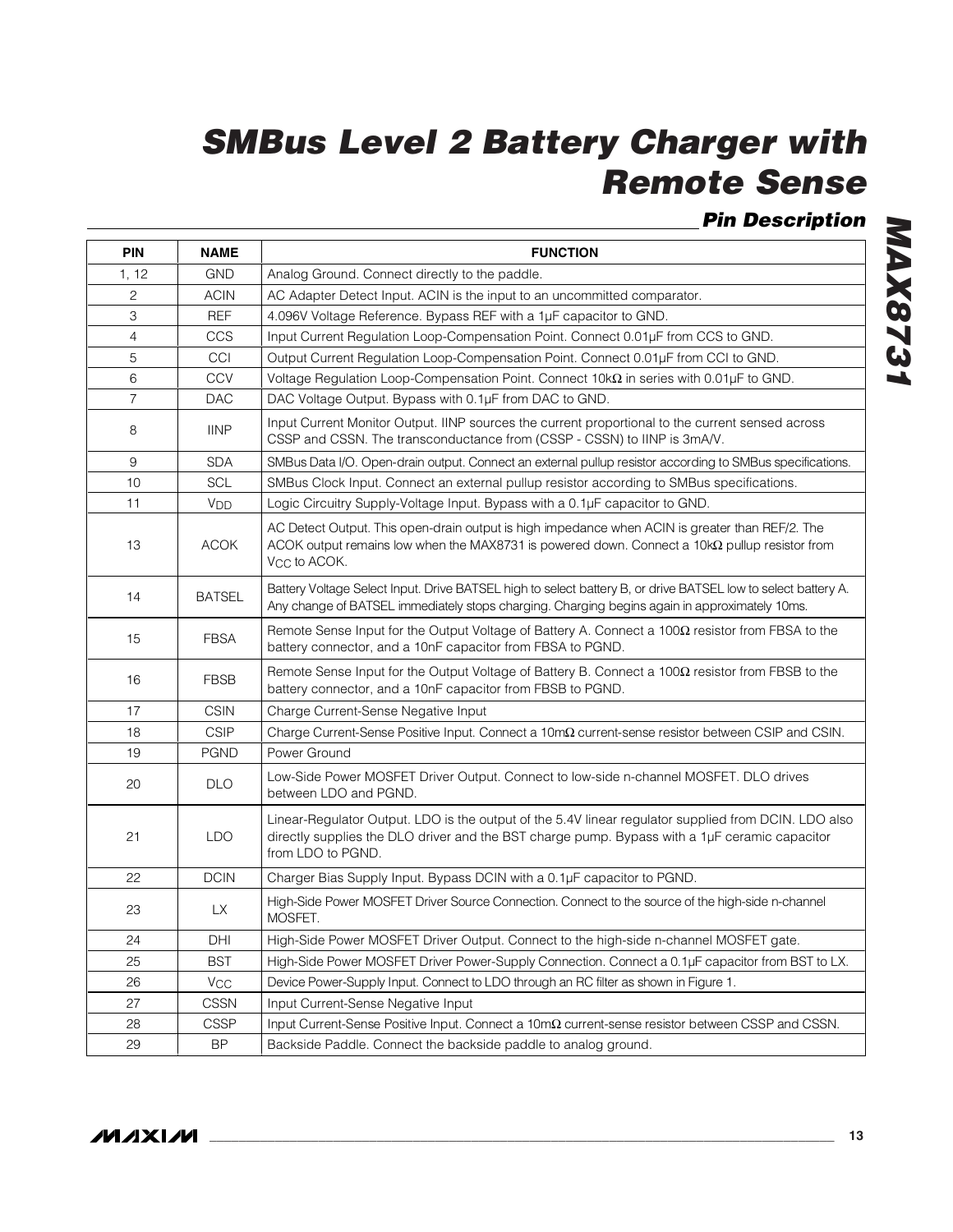# SMBus Level 2 Battery Charger with Remote Sense

## Pin Description

| PIN | NAME | FUNCTION |
|---|---|---|
| 1, 12 | GND | Analog Ground. Connect directly to the paddle. |
| 2 | ACIN | AC Adapter Detect Input. ACIN is the input to an uncommitted comparator. |
| 3 | REF | 4.096V Voltage Reference. Bypass REF with a 1µF capacitor to GND. |
| 4 | CCS | Input Current Regulation Loop-Compensation Point. Connect 0.01µF from CCS to GND. |
| 5 | CCI | Output Current Regulation Loop-Compensation Point. Connect 0.01µF from CCI to GND. |
| 6 | CCV | Voltage Regulation Loop-Compensation Point. Connect 10kΩ in series with 0.01µF to GND. |
| 7 | DAC | DAC Voltage Output. Bypass with 0.1µF from DAC to GND. |
| 8 | IINP | Input Current Monitor Output. IINP sources the current proportional to the current sensed across CSSP and CSSN. The transconductance from (CSSP - CSSN) to IINP is 3mA/V. |
| 9 | SDA | SMBus Data I/O. Open-drain output. Connect an external pullup resistor according to SMBus specifications. |
| 10 | SCL | SMBus Clock Input. Connect an external pullup resistor according to SMBus specifications. |
| 11 | $V_{DD}$ | Logic Circuitry Supply-Voltage Input. Bypass with a 0.1µF capacitor to GND. |
| 13 | ACOK | AC Detect Output. This open-drain output is high impedance when ACIN is greater than REF/2. The ACOK output remains low when the MAX8731 is powered down. Connect a 10kΩ pullup resistor from $V_{CC}$ to ACOK. |
| 14 | BATSEL | Battery Voltage Select Input. Drive BATSEL high to select battery B, or drive BATSEL low to select battery A. Any change of BATSEL immediately stops charging. Charging begins again in approximately 10ms. |
| 15 | FBSA | Remote Sense Input for the Output Voltage of Battery A. Connect a 100Ω resistor from FBSA to the battery connector, and a 10nF capacitor from FBSA to PGND. |
| 16 | FBSB | Remote Sense Input for the Output Voltage of Battery B. Connect a 100Ω resistor from FBSB to the battery connector, and a 10nF capacitor from FBSB to PGND. |
| 17 | CSIN | Charge Current-Sense Negative Input |
| 18 | CSIP | Charge Current-Sense Positive Input. Connect a 10mΩ current-sense resistor between CSIP and CSIN. |
| 19 | PGND | Power Ground |
| 20 | DLO | Low-Side Power MOSFET Driver Output. Connect to low-side n-channel MOSFET. DLO drives between LDO and PGND. |
| 21 | LDO | Linear-Regulator Output. LDO is the output of the 5.4V linear regulator supplied from DCIN. LDO also directly supplies the DLO driver and the BST charge pump. Bypass with a 1µF ceramic capacitor from LDO to PGND. |
| 22 | DCIN | Charger Bias Supply Input. Bypass DCIN with a 0.1µF capacitor to PGND. |
| 23 | LX | High-Side Power MOSFET Driver Source Connection. Connect to the source of the high-side n-channel MOSFET. |
| 24 | DHI | High-Side Power MOSFET Driver Output. Connect to the high-side n-channel MOSFET gate. |
| 25 | BST | High-Side Power MOSFET Driver Power-Supply Connection. Connect a 0.1µF capacitor from BST to LX. |
| 26 | $V_{CC}$ | Device Power-Supply Input. Connect to LDO through an RC filter as shown in Figure 1. |
| 27 | CSSN | Input Current-Sense Negative Input |
| 28 | CSSP | Input Current-Sense Positive Input. Connect a 10mΩ current-sense resistor between CSSP and CSSN. |
| 29 | BP | Backside Paddle. Connect the backside paddle to analog ground. |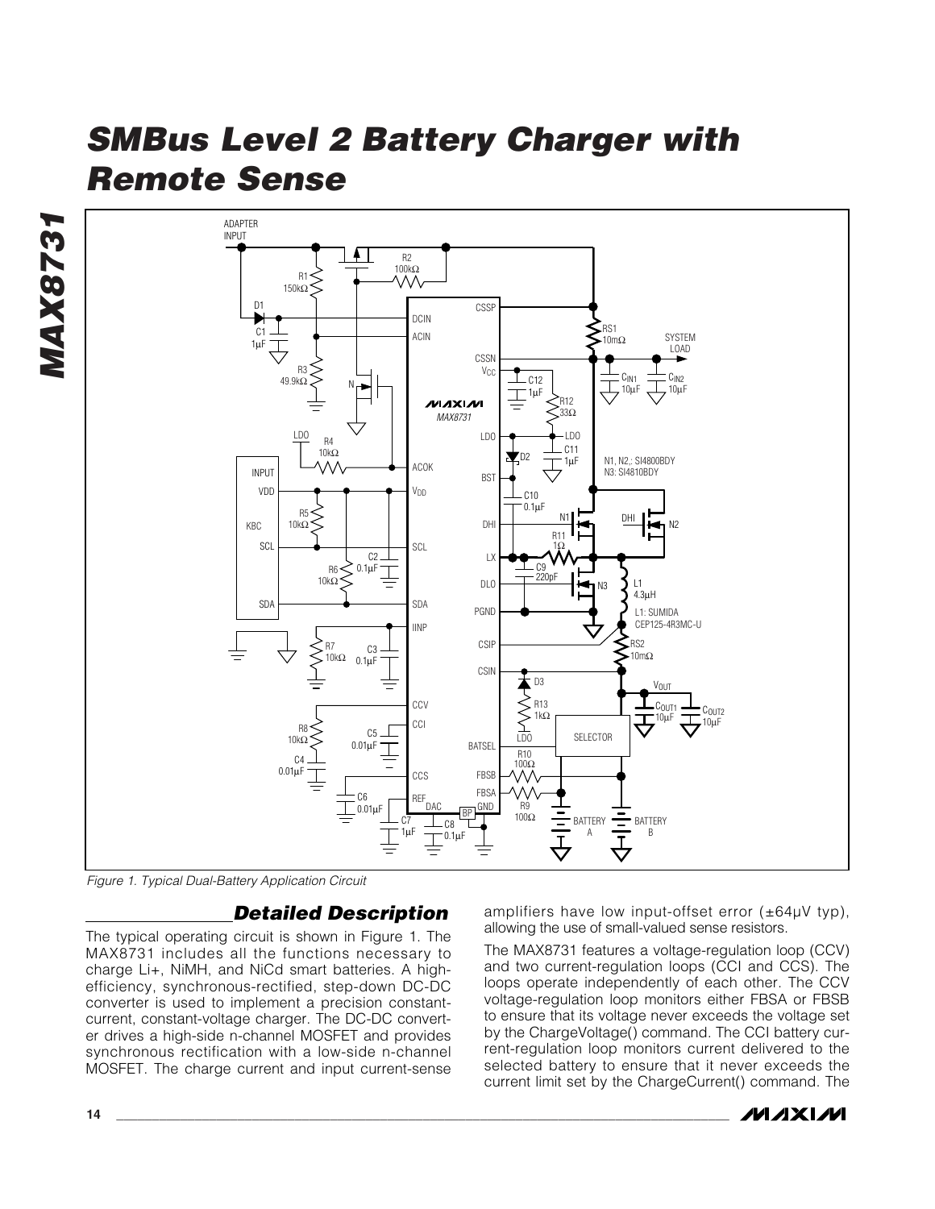Figure 1. Typical Dual-Battery Application Circuit

## Detailed Description

The typical operating circuit is shown in Figure 1. The MAX8731 includes all the functions necessary to charge Li+, NiMH, and NiCd smart batteries. A high-efficiency, synchronous-rectified, step-down DC-DC converter is used to implement a precision constant-current, constant-voltage charger. The DC-DC converter drives a high-side n-channel MOSFET and provides synchronous rectification with a low-side n-channel MOSFET. The charge current and input current-sense amplifiers have low input-offset error (±64µV typ), allowing the use of small-valued sense resistors.

The MAX8731 features a voltage-regulation loop (CCV) and two current-regulation loops (CCI and CCS). The loops operate independently of each other. The CCV voltage-regulation loop monitors either FBSA or FBSB to ensure that its voltage never exceeds the voltage set by the ChargeVoltage() command. The CCI battery current-regulation loop monitors current delivered to the selected battery to ensure that it never exceeds the current limit set by the ChargeCurrent() command. The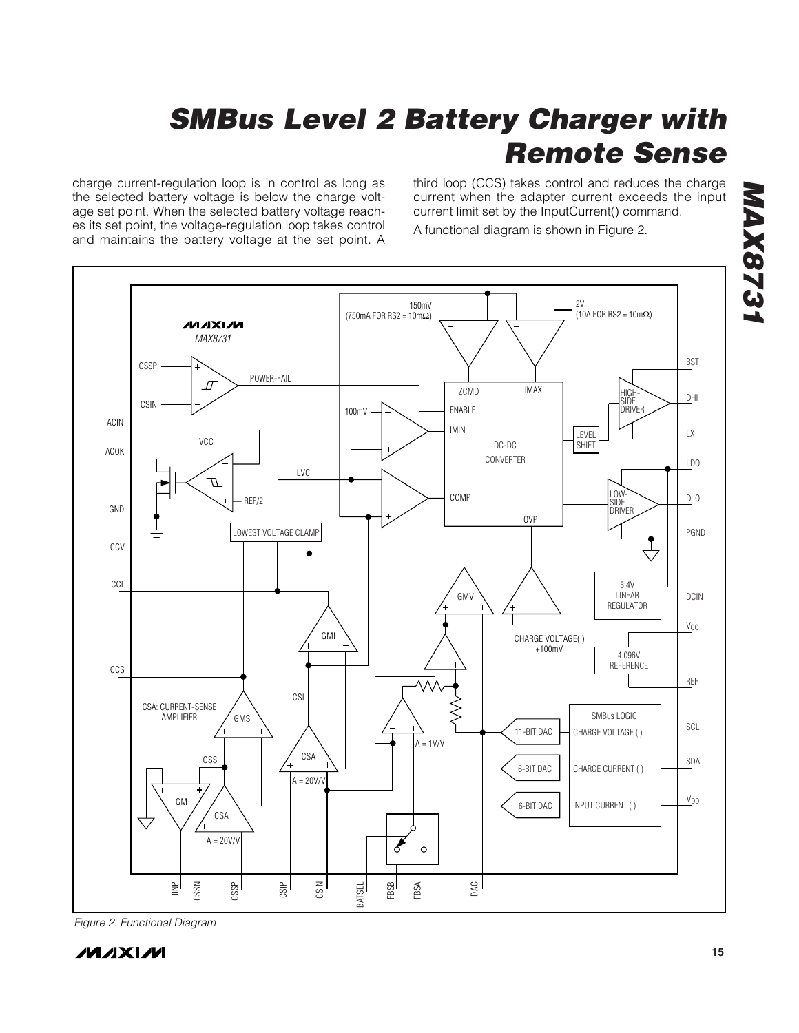charge current-regulation loop is in control as long as the selected battery voltage is below the charge voltage set point. When the selected battery voltage reaches its set point, the voltage-regulation loop takes control and maintains the battery voltage at the set point. A third loop (CCS) takes control and reduces the charge current when the adapter current exceeds the input current limit set by the InputCurrent() command.

A functional diagram is shown in Figure 2.

*Figure 2. Functional Diagram*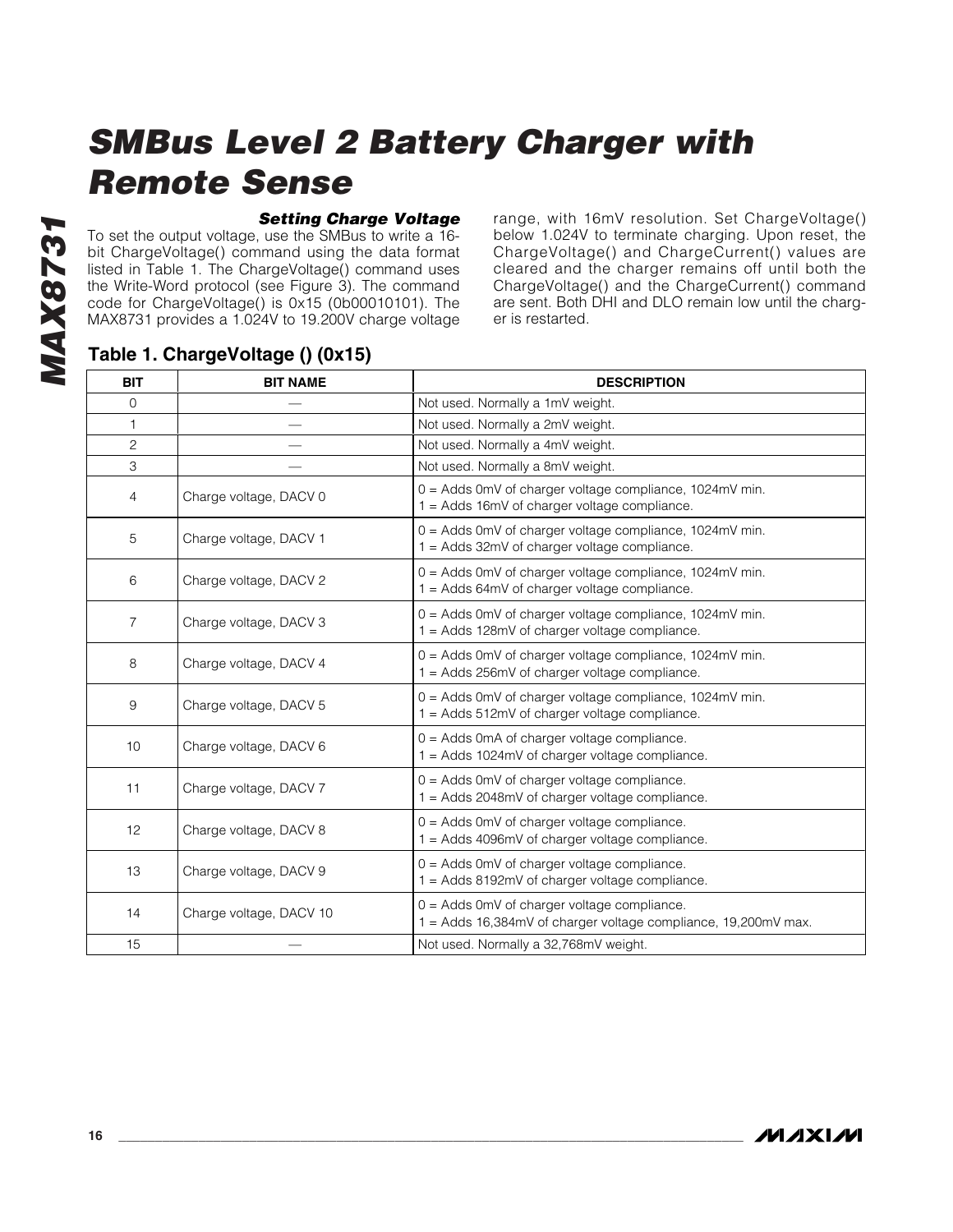### Setting Charge Voltage

To set the output voltage, use the SMBus to write a 16-bit ChargeVoltage() command using the data format listed in Table 1. The ChargeVoltage() command uses the Write-Word protocol (see Figure 3). The command code for ChargeVoltage() is 0x15 (0b00010101). The MAX8731 provides a 1.024V to 19.200V charge voltage range, with 16mV resolution. Set ChargeVoltage() below 1.024V to terminate charging. Upon reset, the ChargeVoltage() and ChargeCurrent() values are cleared and the charger remains off until both the ChargeVoltage() and the ChargeCurrent() command are sent. Both DHI and DLO remain low until the charger is restarted.

**Table 1. ChargeVoltage () (0x15)**

| BIT | BIT NAME | DESCRIPTION |
|---|---|---|
| 0 | — | Not used. Normally a 1mV weight. |
| 1 | — | Not used. Normally a 2mV weight. |
| 2 | — | Not used. Normally a 4mV weight. |
| 3 | — | Not used. Normally a 8mV weight. |
| 4 | Charge voltage, DACV 0 | 0 = Adds 0mV of charger voltage compliance, 1024mV min.<br>1 = Adds 16mV of charger voltage compliance. |
| 5 | Charge voltage, DACV 1 | 0 = Adds 0mV of charger voltage compliance, 1024mV min.<br>1 = Adds 32mV of charger voltage compliance. |
| 6 | Charge voltage, DACV 2 | 0 = Adds 0mV of charger voltage compliance, 1024mV min.<br>1 = Adds 64mV of charger voltage compliance. |
| 7 | Charge voltage, DACV 3 | 0 = Adds 0mV of charger voltage compliance, 1024mV min.<br>1 = Adds 128mV of charger voltage compliance. |
| 8 | Charge voltage, DACV 4 | 0 = Adds 0mV of charger voltage compliance, 1024mV min.<br>1 = Adds 256mV of charger voltage compliance. |
| 9 | Charge voltage, DACV 5 | 0 = Adds 0mV of charger voltage compliance, 1024mV min.<br>1 = Adds 512mV of charger voltage compliance. |
| 10 | Charge voltage, DACV 6 | 0 = Adds 0mA of charger voltage compliance.<br>1 = Adds 1024mV of charger voltage compliance. |
| 11 | Charge voltage, DACV 7 | 0 = Adds 0mV of charger voltage compliance.<br>1 = Adds 2048mV of charger voltage compliance. |
| 12 | Charge voltage, DACV 8 | 0 = Adds 0mV of charger voltage compliance.<br>1 = Adds 4096mV of charger voltage compliance. |
| 13 | Charge voltage, DACV 9 | 0 = Adds 0mV of charger voltage compliance.<br>1 = Adds 8192mV of charger voltage compliance. |
| 14 | Charge voltage, DACV 10 | 0 = Adds 0mV of charger voltage compliance.<br>1 = Adds 16,384mV of charger voltage compliance, 19,200mV max. |
| 15 | — | Not used. Normally a 32,768mV weight. |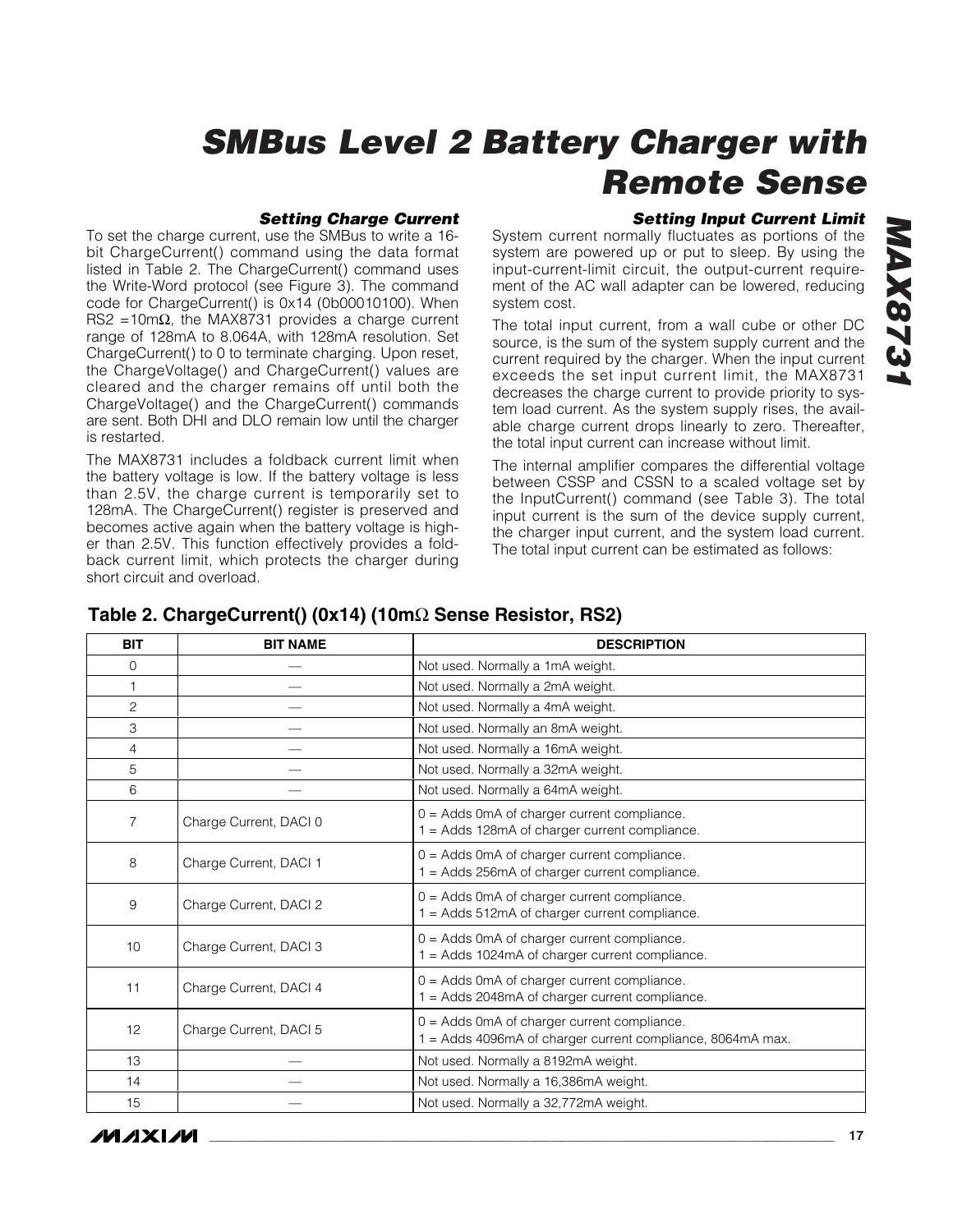### Setting Charge Current

To set the charge current, use the SMBus to write a 16-bit ChargeCurrent() command using the data format listed in Table 2. The ChargeCurrent() command uses the Write-Word protocol (see Figure 3). The command code for ChargeCurrent() is 0x14 (0b00010100). When RS2 =10mΩ, the MAX8731 provides a charge current range of 128mA to 8.064A, with 128mA resolution. Set ChargeCurrent() to 0 to terminate charging. Upon reset, the ChargeVoltage() and ChargeCurrent() values are cleared and the charger remains off until both the ChargeVoltage() and the ChargeCurrent() commands are sent. Both DHI and DLO remain low until the charger is restarted.

The MAX8731 includes a foldback current limit when the battery voltage is low. If the battery voltage is less than 2.5V, the charge current is temporarily set to 128mA. The ChargeCurrent() register is preserved and becomes active again when the battery voltage is higher than 2.5V. This function effectively provides a foldback current limit, which protects the charger during short circuit and overload.

### Setting Input Current Limit

System current normally fluctuates as portions of the system are powered up or put to sleep. By using the input-current-limit circuit, the output-current requirement of the AC wall adapter can be lowered, reducing system cost.

The total input current, from a wall cube or other DC source, is the sum of the system supply current and the current required by the charger. When the input current exceeds the set input current limit, the MAX8731 decreases the charge current to provide priority to system load current. As the system supply rises, the available charge current drops linearly to zero. Thereafter, the total input current can increase without limit.

The internal amplifier compares the differential voltage between CSSP and CSSN to a scaled voltage set by the InputCurrent() command (see Table 3). The total input current is the sum of the device supply current, the charger input current, and the system load current. The total input current can be estimated as follows:

**Table 2. ChargeCurrent() (0x14) (10mΩ Sense Resistor, RS2)**

| BIT | BIT NAME | DESCRIPTION |
|---|---|---|
| 0 | — | Not used. Normally a 1mA weight. |
| 1 | — | Not used. Normally a 2mA weight. |
| 2 | — | Not used. Normally a 4mA weight. |
| 3 | — | Not used. Normally an 8mA weight. |
| 4 | — | Not used. Normally a 16mA weight. |
| 5 | — | Not used. Normally a 32mA weight. |
| 6 | — | Not used. Normally a 64mA weight. |
| 7 | Charge Current, DACI 0 | 0 = Adds 0mA of charger current compliance.<br>1 = Adds 128mA of charger current compliance. |
| 8 | Charge Current, DACI 1 | 0 = Adds 0mA of charger current compliance.<br>1 = Adds 256mA of charger current compliance. |
| 9 | Charge Current, DACI 2 | 0 = Adds 0mA of charger current compliance.<br>1 = Adds 512mA of charger current compliance. |
| 10 | Charge Current, DACI 3 | 0 = Adds 0mA of charger current compliance.<br>1 = Adds 1024mA of charger current compliance. |
| 11 | Charge Current, DACI 4 | 0 = Adds 0mA of charger current compliance.<br>1 = Adds 2048mA of charger current compliance. |
| 12 | Charge Current, DACI 5 | 0 = Adds 0mA of charger current compliance.<br>1 = Adds 4096mA of charger current compliance, 8064mA max. |
| 13 | — | Not used. Normally a 8192mA weight. |
| 14 | — | Not used. Normally a 16,386mA weight. |
| 15 | — | Not used. Normally a 32,772mA weight. |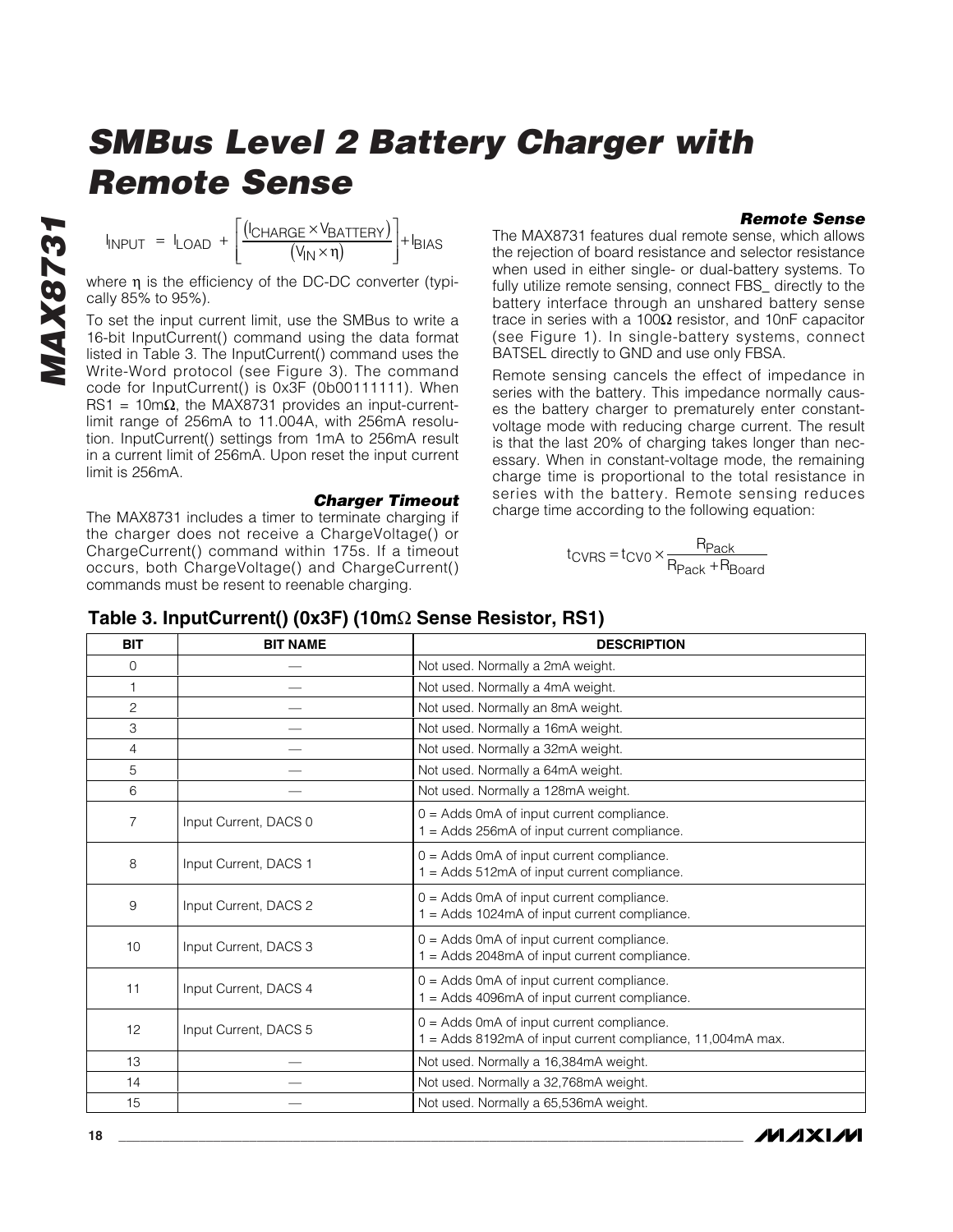$$I_{INPUT} = I_{LOAD} + \left[\frac{(I_{CHARGE} \times V_{BATTERY})}{(V_{IN} \times \eta)}\right] + I_{BIAS}$$

where η is the efficiency of the DC-DC converter (typically 85% to 95%).

To set the input current limit, use the SMBus to write a 16-bit InputCurrent() command using the data format listed in Table 3. The InputCurrent() command uses the Write-Word protocol (see Figure 3). The command code for InputCurrent() is 0x3F (0b00111111). When RS1 = 10mΩ, the MAX8731 provides an input-current-limit range of 256mA to 11.004A, with 256mA resolution. InputCurrent() settings from 1mA to 256mA result in a current limit of 256mA. Upon reset the input current limit is 256mA.

### Charger Timeout

The MAX8731 includes a timer to terminate charging if the charger does not receive a ChargeVoltage() or ChargeCurrent() command within 175s. If a timeout occurs, both ChargeVoltage() and ChargeCurrent() commands must be resent to reenable charging.

### Remote Sense

The MAX8731 features dual remote sense, which allows the rejection of board resistance and selector resistance when used in either single- or dual-battery systems. To fully utilize remote sensing, connect FBS_ directly to the battery interface through an unshared battery sense trace in series with a 100Ω resistor, and 10nF capacitor (see Figure 1). In single-battery systems, connect BATSEL directly to GND and use only FBSA.

Remote sensing cancels the effect of impedance in series with the battery. This impedance normally causes the battery charger to prematurely enter constant-voltage mode with reducing charge current. The result is that the last 20% of charging takes longer than necessary. When in constant-voltage mode, the remaining charge time is proportional to the total resistance in series with the battery. Remote sensing reduces charge time according to the following equation:

$$t_{CVRS} = t_{CV0} \times \frac{R_{Pack}}{R_{Pack} + R_{Board}}$$

### Table 3. InputCurrent() (0x3F) (10mΩ Sense Resistor, RS1)

| BIT | BIT NAME | DESCRIPTION |
|---|---|---|
| 0 | — | Not used. Normally a 2mA weight. |
| 1 | — | Not used. Normally a 4mA weight. |
| 2 | — | Not used. Normally an 8mA weight. |
| 3 | — | Not used. Normally a 16mA weight. |
| 4 | — | Not used. Normally a 32mA weight. |
| 5 | — | Not used. Normally a 64mA weight. |
| 6 | — | Not used. Normally a 128mA weight. |
| 7 | Input Current, DACS 0 | 0 = Adds 0mA of input current compliance.<br>1 = Adds 256mA of input current compliance. |
| 8 | Input Current, DACS 1 | 0 = Adds 0mA of input current compliance.<br>1 = Adds 512mA of input current compliance. |
| 9 | Input Current, DACS 2 | 0 = Adds 0mA of input current compliance.<br>1 = Adds 1024mA of input current compliance. |
| 10 | Input Current, DACS 3 | 0 = Adds 0mA of input current compliance.<br>1 = Adds 2048mA of input current compliance. |
| 11 | Input Current, DACS 4 | 0 = Adds 0mA of input current compliance.<br>1 = Adds 4096mA of input current compliance. |
| 12 | Input Current, DACS 5 | 0 = Adds 0mA of input current compliance.<br>1 = Adds 8192mA of input current compliance, 11,004mA max. |
| 13 | — | Not used. Normally a 16,384mA weight. |
| 14 | — | Not used. Normally a 32,768mA weight. |
| 15 | — | Not used. Normally a 65,536mA weight. |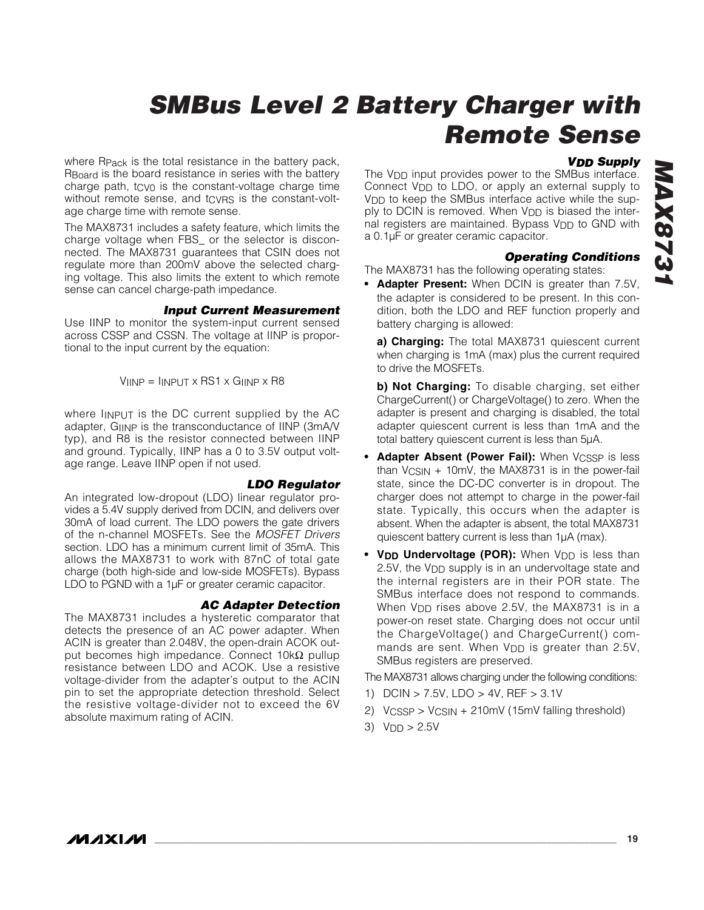where $R_{Pack}$ is the total resistance in the battery pack, $R_{Board}$ is the board resistance in series with the battery charge path, $t_{CV0}$ is the constant-voltage charge time without remote sense, and $t_{CVRS}$ is the constant-voltage charge time with remote sense.

The MAX8731 includes a safety feature, which limits the charge voltage when FBS_ or the selector is disconnected. The MAX8731 guarantees that CSIN does not regulate more than 200mV above the selected charging voltage. This also limits the extent to which remote sense can cancel charge-path impedance.

### Input Current Measurement

Use IINP to monitor the system-input current sensed across CSSP and CSSN. The voltage at IINP is proportional to the input current by the equation:

$$V_{IINP} = I_{INPUT} \times RS1 \times G_{IINP} \times R8$$

where $I_{INPUT}$ is the DC current supplied by the AC adapter, $G_{IINP}$ is the transconductance of IINP (3mA/V typ), and R8 is the resistor connected between IINP and ground. Typically, IINP has a 0 to 3.5V output voltage range. Leave IINP open if not used.

### LDO Regulator

An integrated low-dropout (LDO) linear regulator provides a 5.4V supply derived from DCIN, and delivers over 30mA of load current. The LDO powers the gate drivers of the n-channel MOSFETs. See the *MOSFET Drivers* section. LDO has a minimum current limit of 35mA. This allows the MAX8731 to work with 87nC of total gate charge (both high-side and low-side MOSFETs). Bypass LDO to PGND with a 1µF or greater ceramic capacitor.

### AC Adapter Detection

The MAX8731 includes a hysteretic comparator that detects the presence of an AC power adapter. When ACIN is greater than 2.048V, the open-drain ACOK output becomes high impedance. Connect 10kΩ pullup resistance between LDO and ACOK. Use a resistive voltage-divider from the adapter's output to the ACIN pin to set the appropriate detection threshold. Select the resistive voltage-divider not to exceed the 6V absolute maximum rating of ACIN.

### $V_{DD}$ Supply

The $V_{DD}$ input provides power to the SMBus interface. Connect $V_{DD}$ to LDO, or apply an external supply to $V_{DD}$ to keep the SMBus interface active while the supply to DCIN is removed. When $V_{DD}$ is biased the internal registers are maintained. Bypass $V_{DD}$ to GND with a 0.1µF or greater ceramic capacitor.

### Operating Conditions

The MAX8731 has the following operating states:

- **Adapter Present:** When DCIN is greater than 7.5V, the adapter is considered to be present. In this condition, both the LDO and REF function properly and battery charging is allowed:

  **a) Charging:** The total MAX8731 quiescent current when charging is 1mA (max) plus the current required to drive the MOSFETs.

  **b) Not Charging:** To disable charging, set either ChargeCurrent() or ChargeVoltage() to zero. When the adapter is present and charging is disabled, the total adapter quiescent current is less than 1mA and the total battery quiescent current is less than 5µA.

- **Adapter Absent (Power Fail):** When $V_{CSSP}$ is less than $V_{CSIN}$ + 10mV, the MAX8731 is in the power-fail state, since the DC-DC converter is in dropout. The charger does not attempt to charge in the power-fail state. Typically, this occurs when the adapter is absent. When the adapter is absent, the total MAX8731 quiescent battery current is less than 1µA (max).

- **$V_{DD}$ Undervoltage (POR):** When $V_{DD}$ is less than 2.5V, the $V_{DD}$ supply is in an undervoltage state and the internal registers are in their POR state. The SMBus interface does not respond to commands. When $V_{DD}$ rises above 2.5V, the MAX8731 is in a power-on reset state. Charging does not occur until the ChargeVoltage() and ChargeCurrent() commands are sent. When $V_{DD}$ is greater than 2.5V, SMBus registers are preserved.

The MAX8731 allows charging under the following conditions:

1) DCIN > 7.5V, LDO > 4V, REF > 3.1V
2) $V_{CSSP} > V_{CSIN}$ + 210mV (15mV falling threshold)
3) $V_{DD}$ > 2.5V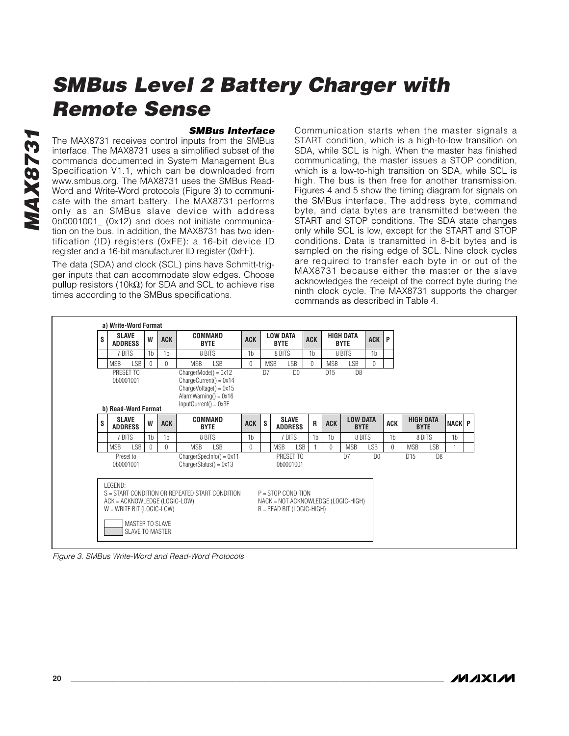# SMBus Level 2 Battery Charger with Remote Sense

### SMBus Interface

The MAX8731 receives control inputs from the SMBus interface. The MAX8731 uses a simplified subset of the commands documented in System Management Bus Specification V1.1, which can be downloaded from www.smbus.org. The MAX8731 uses the SMBus Read-Word and Write-Word protocols (Figure 3) to communicate with the smart battery. The MAX8731 performs only as an SMBus slave device with address 0b0001001_ (0x12) and does not initiate communication on the bus. In addition, the MAX8731 has two identification (ID) registers (0xFE): a 16-bit device ID register and a 16-bit manufacturer ID register (0xFF).

The data (SDA) and clock (SCL) pins have Schmitt-trigger inputs that can accommodate slow edges. Choose pullup resistors (10kΩ) for SDA and SCL to achieve rise times according to the SMBus specifications.

Communication starts when the master signals a START condition, which is a high-to-low transition on SDA, while SCL is high. When the master has finished communicating, the master issues a STOP condition, which is a low-to-high transition on SDA, while SCL is high. The bus is then free for another transmission. Figures 4 and 5 show the timing diagram for signals on the SMBus interface. The address byte, command byte, and data bytes are transmitted between the START and STOP conditions. The SDA state changes only while SCL is low, except for the START and STOP conditions. Data is transmitted in 8-bit bytes and is sampled on the rising edge of SCL. Nine clock cycles are required to transfer each byte in or out of the MAX8731 because either the master or the slave acknowledges the receipt of the correct byte during the ninth clock cycle. The MAX8731 supports the charger commands as described in Table 4.

**a) Write-Word Format**

| S | SLAVE ADDRESS | W | ACK | COMMAND BYTE | ACK | LOW DATA BYTE | ACK | HIGH DATA BYTE | ACK | P |
|---|---|---|---|---|---|---|---|---|---|---|
| | 7 BITS | 1b | 1b | 8 BITS | 1b | 8 BITS | 1b | 8 BITS | 1b | |
| | MSB LSB | 0 | 0 | MSB LSB | 0 | MSB LSB | 0 | MSB LSB | 0 | |
| | PRESET TO 0b0001001 | | | ChargerMode() = 0x12<br>ChargeCurrent() = 0x14<br>ChargeVoltage() = 0x15<br>AlarmWarning() = 0x16<br>InputCurrent() = 0x3F | | D7 D0 | | D15 D8 | | |

**b) Read-Word Format**

| S | SLAVE ADDRESS | W | ACK | COMMAND BYTE | ACK | S | SLAVE ADDRESS | R | ACK | LOW DATA BYTE | ACK | HIGH DATA BYTE | NACK | P |
|---|---|---|---|---|---|---|---|---|---|---|---|---|---|---|
| | 7 BITS | 1b | 1b | 8 BITS | 1b | | 7 BITS | 1b | 1b | 8 BITS | 1b | 8 BITS | 1b | |
| | MSB LSB | 0 | 0 | MSB LSB | 0 | | MSB LSB | 1 | 0 | MSB LSB | 0 | MSB LSB | 1 | |
| | Preset to 0b0001001 | | | ChargerSpecInfo() = 0x11<br>ChargerStatus() = 0x13 | | | PRESET TO 0b0001001 | | | D7 D0 | | D15 D8 | | |

LEGEND:
S = START CONDITION OR REPEATED START CONDITION
ACK = ACKNOWLEDGE (LOGIC-LOW)
W = WRITE BIT (LOGIC-LOW)
P = STOP CONDITION
NACK = NOT ACKNOWLEDGE (LOGIC-HIGH)
R = READ BIT (LOGIC-HIGH)
MASTER TO SLAVE
SLAVE TO MASTER

*Figure 3. SMBus Write-Word and Read-Word Protocols*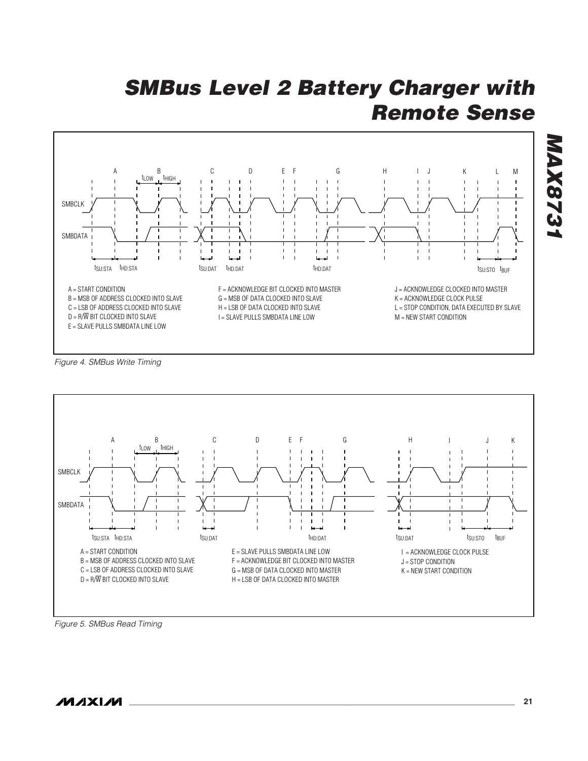SMBCLK

SMBDATA

$t_{SU:STA}$ $t_{HD:STA}$ $t_{LOW}$ $t_{HIGH}$ $t_{SU:DAT}$ $t_{HD:DAT}$ $t_{HD:DAT}$ $t_{SU:STO}$ $t_{BUF}$

A = START CONDITION
B = MSB OF ADDRESS CLOCKED INTO SLAVE
C = LSB OF ADDRESS CLOCKED INTO SLAVE
D = R/$\overline{W}$ BIT CLOCKED INTO SLAVE
E = SLAVE PULLS SMBDATA LINE LOW
F = ACKNOWLEDGE BIT CLOCKED INTO MASTER
G = MSB OF DATA CLOCKED INTO SLAVE
H = LSB OF DATA CLOCKED INTO SLAVE
I = SLAVE PULLS SMBDATA LINE LOW
J = ACKNOWLEDGE CLOCKED INTO MASTER
K = ACKNOWLEDGE CLOCK PULSE
L = STOP CONDITION, DATA EXECUTED BY SLAVE
M = NEW START CONDITION

*Figure 4. SMBus Write Timing*

SMBCLK

SMBDATA

$t_{SU:STA}$ $t_{HD:STA}$ $t_{LOW}$ $t_{HIGH}$ $t_{SU:DAT}$ $t_{HD:DAT}$ $t_{SU:DAT}$ $t_{SU:STO}$ $t_{BUF}$

A = START CONDITION
B = MSB OF ADDRESS CLOCKED INTO SLAVE
C = LSB OF ADDRESS CLOCKED INTO SLAVE
D = R/$\overline{W}$ BIT CLOCKED INTO SLAVE
E = SLAVE PULLS SMBDATA LINE LOW
F = ACKNOWLEDGE BIT CLOCKED INTO MASTER
G = MSB OF DATA CLOCKED INTO MASTER
H = LSB OF DATA CLOCKED INTO MASTER
I = ACKNOWLEDGE CLOCK PULSE
J = STOP CONDITION
K = NEW START CONDITION

*Figure 5. SMBus Read Timing*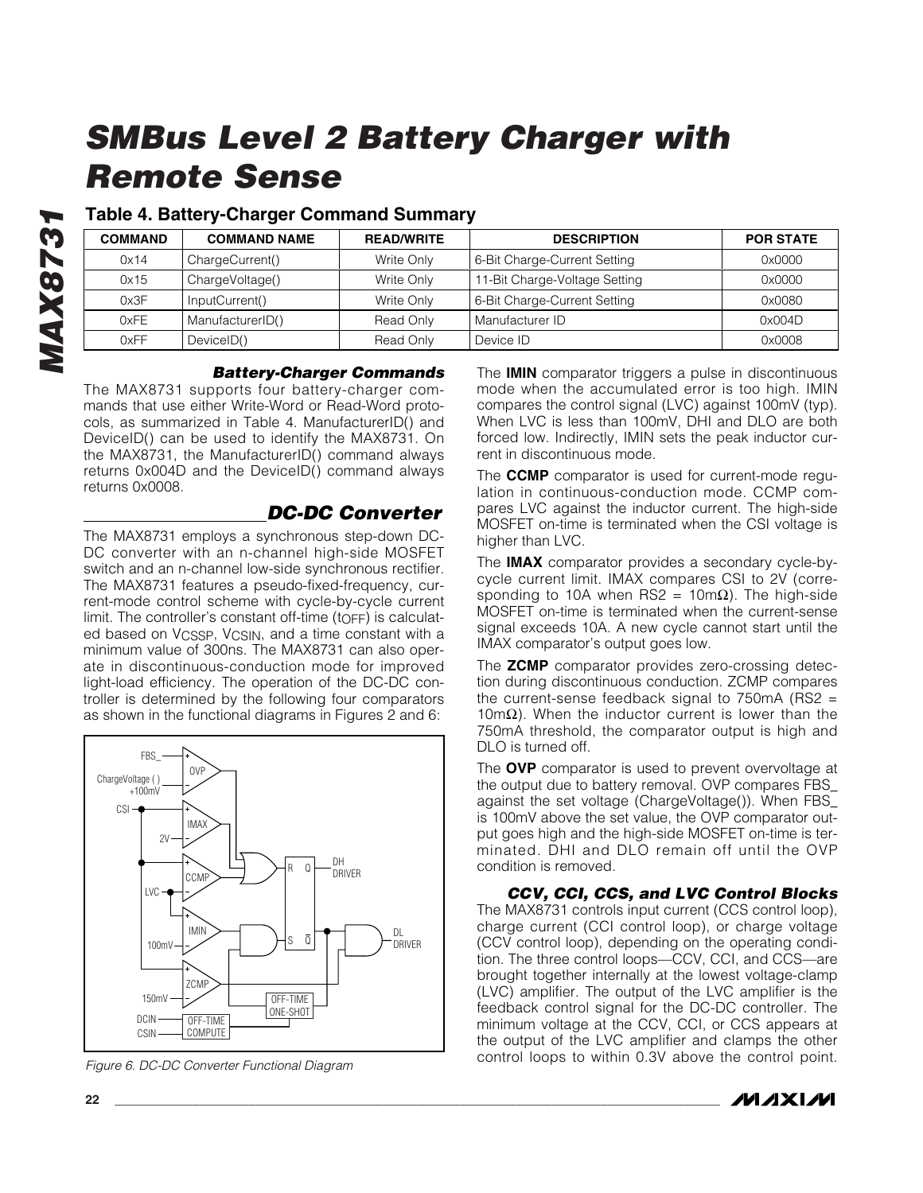## Table 4. Battery-Charger Command Summary

| COMMAND | COMMAND NAME | READ/WRITE | DESCRIPTION | POR STATE |
|---|---|---|---|---|
| 0x14 | ChargeCurrent() | Write Only | 6-Bit Charge-Current Setting | 0x0000 |
| 0x15 | ChargeVoltage() | Write Only | 11-Bit Charge-Voltage Setting | 0x0000 |
| 0x3F | InputCurrent() | Write Only | 6-Bit Charge-Current Setting | 0x0080 |
| 0xFE | ManufacturerID() | Read Only | Manufacturer ID | 0x004D |
| 0xFF | DeviceID() | Read Only | Device ID | 0x0008 |

### Battery-Charger Commands

The MAX8731 supports four battery-charger commands that use either Write-Word or Read-Word protocols, as summarized in Table 4. ManufacturerID() and DeviceID() can be used to identify the MAX8731. On the MAX8731, the ManufacturerID() command always returns 0x004D and the DeviceID() command always returns 0x0008.

## DC-DC Converter

The MAX8731 employs a synchronous step-down DC-DC converter with an n-channel high-side MOSFET switch and an n-channel low-side synchronous rectifier. The MAX8731 features a pseudo-fixed-frequency, current-mode control scheme with cycle-by-cycle current limit. The controller's constant off-time ($t_{OFF}$) is calculated based on $V_{CSSP}$, $V_{CSIN}$, and a time constant with a minimum value of 300ns. The MAX8731 can also operate in discontinuous-conduction mode for improved light-load efficiency. The operation of the DC-DC controller is determined by the following four comparators as shown in the functional diagrams in Figures 2 and 6:

Figure 6. DC-DC Converter Functional Diagram

The **IMIN** comparator triggers a pulse in discontinuous mode when the accumulated error is too high. IMIN compares the control signal (LVC) against 100mV (typ). When LVC is less than 100mV, DHI and DLO are both forced low. Indirectly, IMIN sets the peak inductor current in discontinuous mode.

The **CCMP** comparator is used for current-mode regulation in continuous-conduction mode. CCMP compares LVC against the inductor current. The high-side MOSFET on-time is terminated when the CSI voltage is higher than LVC.

The **IMAX** comparator provides a secondary cycle-by-cycle current limit. IMAX compares CSI to 2V (corresponding to 10A when RS2 = 10mΩ). The high-side MOSFET on-time is terminated when the current-sense signal exceeds 10A. A new cycle cannot start until the IMAX comparator's output goes low.

The **ZCMP** comparator provides zero-crossing detection during discontinuous conduction. ZCMP compares the current-sense feedback signal to 750mA (RS2 = 10mΩ). When the inductor current is lower than the 750mA threshold, the comparator output is high and DLO is turned off.

The **OVP** comparator is used to prevent overvoltage at the output due to battery removal. OVP compares FBS_ against the set voltage (ChargeVoltage()). When FBS_ is 100mV above the set value, the OVP comparator output goes high and the high-side MOSFET on-time is terminated. DHI and DLO remain off until the OVP condition is removed.

### CCV, CCI, CCS, and LVC Control Blocks

The MAX8731 controls input current (CCS control loop), charge current (CCI control loop), or charge voltage (CCV control loop), depending on the operating condition. The three control loops—CCV, CCI, and CCS—are brought together internally at the lowest voltage-clamp (LVC) amplifier. The output of the LVC amplifier is the feedback control signal for the DC-DC controller. The minimum voltage at the CCV, CCI, or CCS appears at the output of the LVC amplifier and clamps the other control loops to within 0.3V above the control point.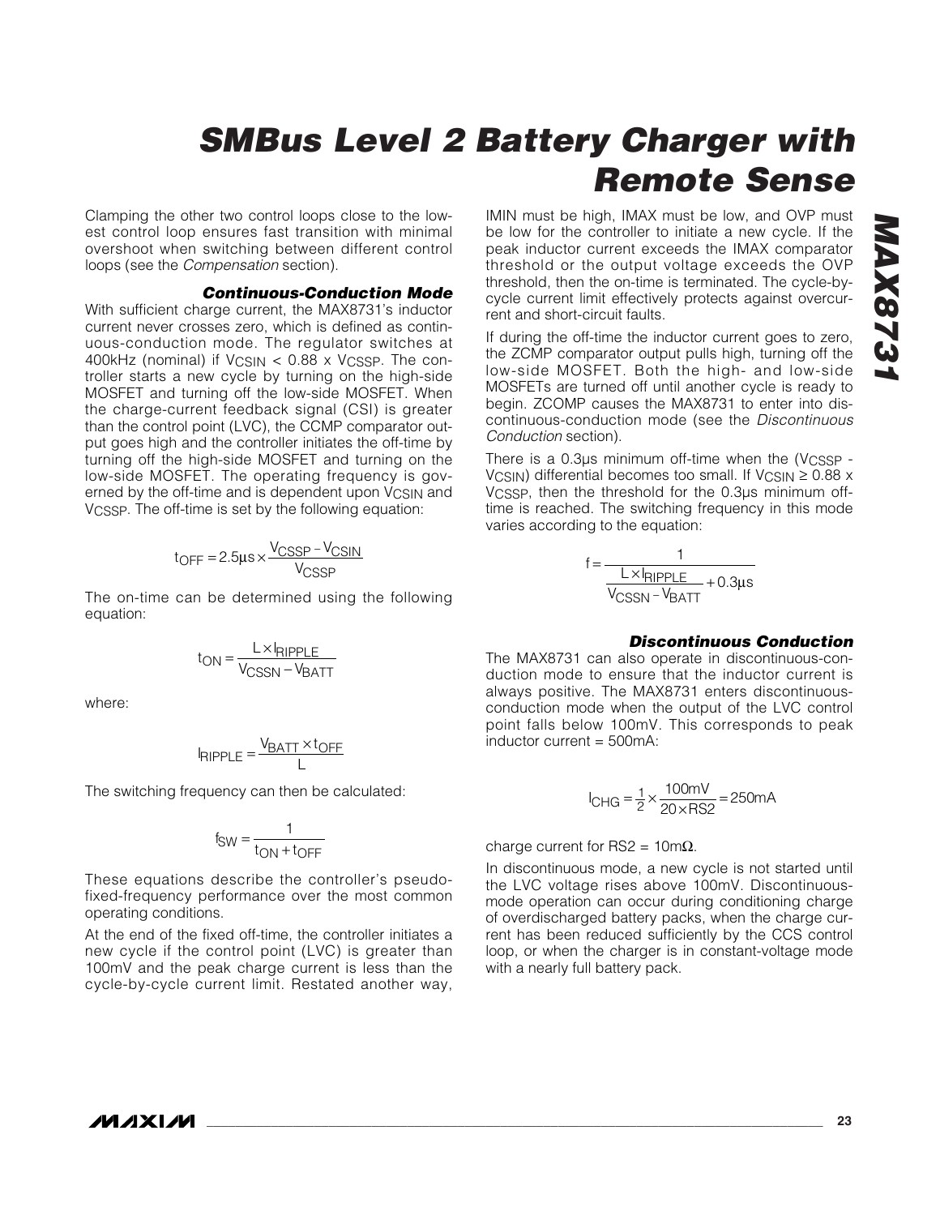Clamping the other two control loops close to the lowest control loop ensures fast transition with minimal overshoot when switching between different control loops (see the *Compensation* section).

### *Continuous-Conduction Mode*

With sufficient charge current, the MAX8731's inductor current never crosses zero, which is defined as continuous-conduction mode. The regulator switches at 400kHz (nominal) if $V_{CSIN} < 0.88 \times V_{CSSP}$. The controller starts a new cycle by turning on the high-side MOSFET and turning off the low-side MOSFET. When the charge-current feedback signal (CSI) is greater than the control point (LVC), the CCMP comparator output goes high and the controller initiates the off-time by turning off the high-side MOSFET and turning on the low-side MOSFET. The operating frequency is governed by the off-time and is dependent upon $V_{CSIN}$ and $V_{CSSP}$. The off-time is set by the following equation:

$$t_{OFF} = 2.5\mu s \times \frac{V_{CSSP} - V_{CSIN}}{V_{CSSP}}$$

The on-time can be determined using the following equation:

$$t_{ON} = \frac{L \times I_{RIPPLE}}{V_{CSSN} - V_{BATT}}$$

where:

$$I_{RIPPLE} = \frac{V_{BATT} \times t_{OFF}}{L}$$

The switching frequency can then be calculated:

$$f_{SW} = \frac{1}{t_{ON} + t_{OFF}}$$

These equations describe the controller's pseudo-fixed-frequency performance over the most common operating conditions.

At the end of the fixed off-time, the controller initiates a new cycle if the control point (LVC) is greater than 100mV and the peak charge current is less than the cycle-by-cycle current limit. Restated another way, IMIN must be high, IMAX must be low, and OVP must be low for the controller to initiate a new cycle. If the peak inductor current exceeds the IMAX comparator threshold or the output voltage exceeds the OVP threshold, then the on-time is terminated. The cycle-by-cycle current limit effectively protects against overcurrent and short-circuit faults.

If during the off-time the inductor current goes to zero, the ZCMP comparator output pulls high, turning off the low-side MOSFET. Both the high- and low-side MOSFETs are turned off until another cycle is ready to begin. ZCOMP causes the MAX8731 to enter into discontinuous-conduction mode (see the *Discontinuous Conduction* section).

There is a 0.3µs minimum off-time when the ($V_{CSSP}$ - $V_{CSIN}$) differential becomes too small. If $V_{CSIN} \geq 0.88 \times V_{CSSP}$, then the threshold for the 0.3µs minimum off-time is reached. The switching frequency in this mode varies according to the equation:

$$f = \frac{1}{\frac{L \times I_{RIPPLE}}{V_{CSSN} - V_{BATT}} + 0.3\mu s}$$

### *Discontinuous Conduction*

The MAX8731 can also operate in discontinuous-conduction mode to ensure that the inductor current is always positive. The MAX8731 enters discontinuous-conduction mode when the output of the LVC control point falls below 100mV. This corresponds to peak inductor current = 500mA:

$$I_{CHG} = \frac{1}{2} \times \frac{100mV}{20 \times RS2} = 250mA$$

charge current for RS2 = 10mΩ.

In discontinuous mode, a new cycle is not started until the LVC voltage rises above 100mV. Discontinuous-mode operation can occur during conditioning charge of overdischarged battery packs, when the charge current has been reduced sufficiently by the CCS control loop, or when the charger is in constant-voltage mode with a nearly full battery pack.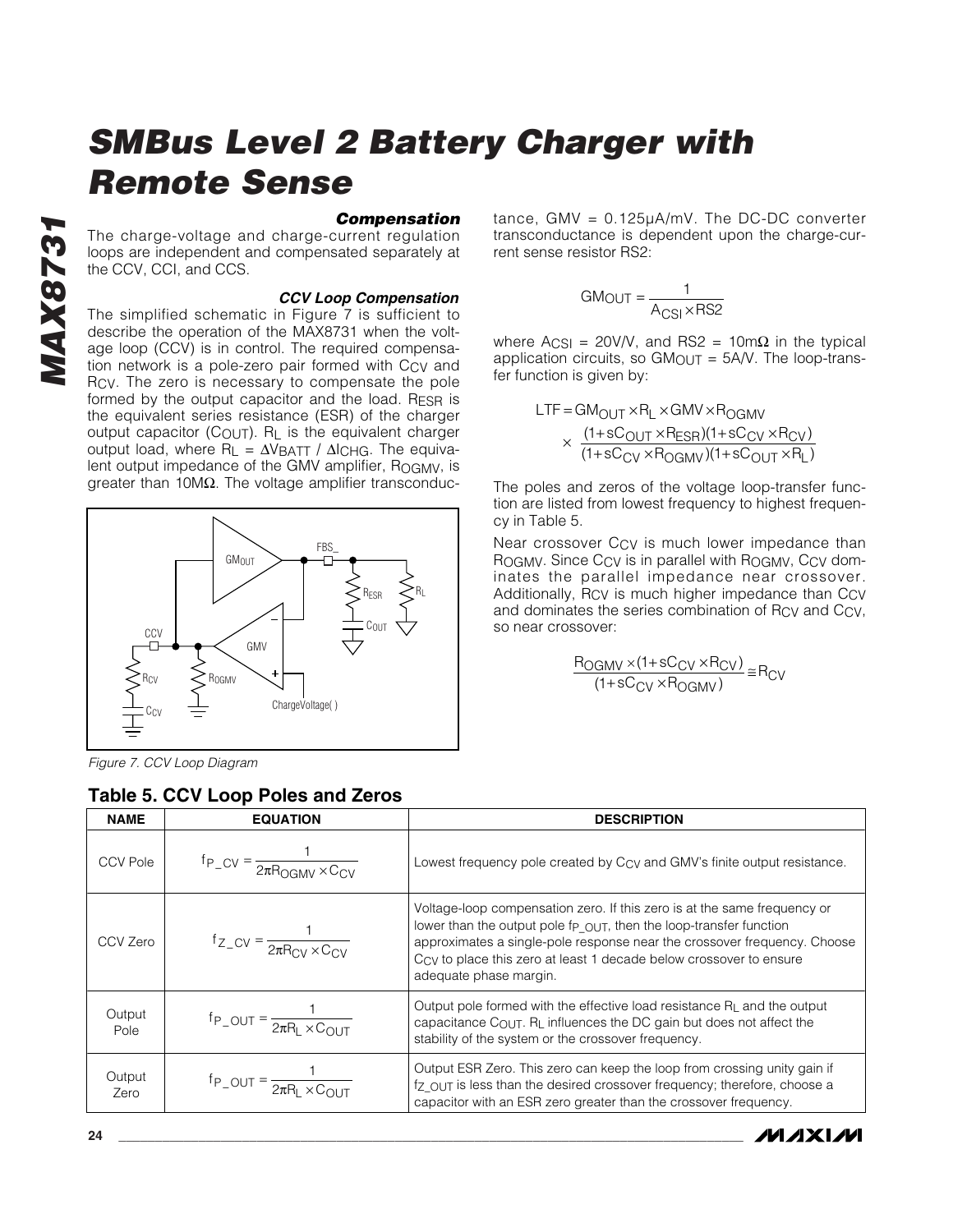### Compensation

The charge-voltage and charge-current regulation loops are independent and compensated separately at the CCV, CCI, and CCS.

### CCV Loop Compensation

The simplified schematic in Figure 7 is sufficient to describe the operation of the MAX8731 when the voltage loop (CCV) is in control. The required compensation network is a pole-zero pair formed with $C_{CV}$ and $R_{CV}$. The zero is necessary to compensate the pole formed by the output capacitor and the load. $R_{ESR}$ is the equivalent series resistance (ESR) of the charger output capacitor ($C_{OUT}$). $R_L$ is the equivalent charger output load, where $R_L = \Delta V_{BATT} / \Delta I_{CHG}$. The equivalent output impedance of the GMV amplifier, $R_{OGMV}$, is greater than 10MΩ. The voltage amplifier transconductance, GMV = 0.125µA/mV. The DC-DC converter transconductance is dependent upon the charge-current sense resistor RS2:

$$GM_{OUT} = \frac{1}{A_{CSI} \times RS2}$$

where $A_{CSI}$ = 20V/V, and RS2 = 10mΩ in the typical application circuits, so $GM_{OUT}$ = 5A/V. The loop-transfer function is given by:

$$LTF = GM_{OUT} \times R_L \times GMV \times R_{OGMV} \times \frac{(1 + sC_{OUT} \times R_{ESR})(1 + sC_{CV} \times R_{CV})}{(1 + sC_{CV} \times R_{OGMV})(1 + sC_{OUT} \times R_L)}$$

The poles and zeros of the voltage loop-transfer function are listed from lowest frequency to highest frequency in Table 5.

Near crossover $C_{CV}$ is much lower impedance than $R_{OGMV}$. Since $C_{CV}$ is in parallel with $R_{OGMV}$, $C_{CV}$ dominates the parallel impedance near crossover. Additionally, $R_{CV}$ is much higher impedance than $C_{CV}$ and dominates the series combination of $R_{CV}$ and $C_{CV}$, so near crossover:

$$\frac{R_{OGMV} \times (1 + sC_{CV} \times R_{CV})}{(1 + sC_{CV} \times R_{OGMV})} \cong R_{CV}$$

Figure 7. CCV Loop Diagram

## Table 5. CCV Loop Poles and Zeros

| NAME | EQUATION | DESCRIPTION |
|---|---|---|
| CCV Pole | $f_{P\_CV} = \frac{1}{2\pi R_{OGMV} \times C_{CV}}$ | Lowest frequency pole created by $C_{CV}$ and GMV's finite output resistance. |
| CCV Zero | $f_{Z\_CV} = \frac{1}{2\pi R_{CV} \times C_{CV}}$ | Voltage-loop compensation zero. If this zero is at the same frequency or lower than the output pole $f_{P\_OUT}$, then the loop-transfer function approximates a single-pole response near the crossover frequency. Choose $C_{CV}$ to place this zero at least 1 decade below crossover to ensure adequate phase margin. |
| Output Pole | $f_{P\_OUT} = \frac{1}{2\pi R_L \times C_{OUT}}$ | Output pole formed with the effective load resistance $R_L$ and the output capacitance $C_{OUT}$. $R_L$ influences the DC gain but does not affect the stability of the system or the crossover frequency. |
| Output Zero | $f_{P\_OUT} = \frac{1}{2\pi R_L \times C_{OUT}}$ | Output ESR Zero. This zero can keep the loop from crossing unity gain if $f_{Z\_OUT}$ is less than the desired crossover frequency; therefore, choose a capacitor with an ESR zero greater than the crossover frequency. |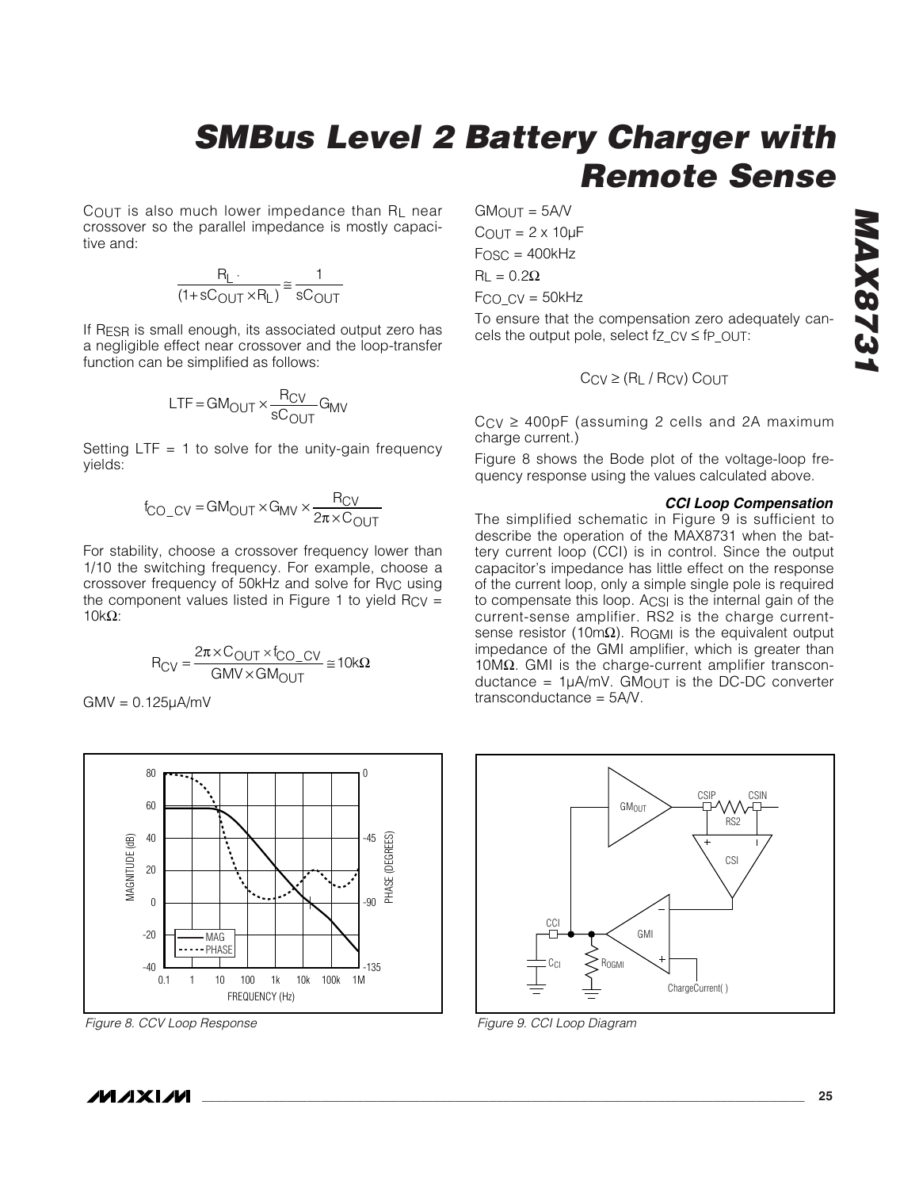$C_{OUT}$ is also much lower impedance than $R_L$ near crossover so the parallel impedance is mostly capacitive and:

$$\frac{R_L \cdot}{(1 + sC_{OUT} \times R_L)} \cong \frac{1}{sC_{OUT}}$$

If $R_{ESR}$ is small enough, its associated output zero has a negligible effect near crossover and the loop-transfer function can be simplified as follows:

$$LTF = GM_{OUT} \times \frac{R_{CV}}{sC_{OUT}} G_{MV}$$

Setting LTF = 1 to solve for the unity-gain frequency yields:

$$f_{CO\_CV} = GM_{OUT} \times G_{MV} \times \frac{R_{CV}}{2\pi \times C_{OUT}}$$

For stability, choose a crossover frequency lower than 1/10 the switching frequency. For example, choose a crossover frequency of 50kHz and solve for $R_{VC}$ using the component values listed in Figure 1 to yield $R_{CV}$ = 10kΩ:

$$R_{CV} = \frac{2\pi \times C_{OUT} \times f_{CO\_CV}}{GMV \times GM_{OUT}} \cong 10k\Omega$$

GMV = 0.125µA/mV

$GM_{OUT}$ = 5A/V

$C_{OUT}$ = 2 x 10µF

$F_{OSC}$ = 400kHz

$R_L$ = 0.2Ω

$F_{CO\_CV}$ = 50kHz

To ensure that the compensation zero adequately cancels the output pole, select $f_{Z\_CV} \leq f_{P\_OUT}$:

$$C_{CV} \geq (R_L / R_{CV})\ C_{OUT}$$

$C_{CV}$ ≥ 400pF (assuming 2 cells and 2A maximum charge current.)

Figure 8 shows the Bode plot of the voltage-loop frequency response using the values calculated above.

### CCI Loop Compensation

The simplified schematic in Figure 9 is sufficient to describe the operation of the MAX8731 when the battery current loop (CCI) is in control. Since the output capacitor's impedance has little effect on the response of the current loop, only a simple single pole is required to compensate this loop. $A_{CSI}$ is the internal gain of the current-sense amplifier. RS2 is the charge current-sense resistor (10mΩ). $R_{OGMI}$ is the equivalent output impedance of the GMI amplifier, which is greater than 10MΩ. GMI is the charge-current amplifier transconductance = 1µA/mV. $GM_{OUT}$ is the DC-DC converter transconductance = 5A/V.

Figure 8. CCV Loop Response

Figure 9. CCI Loop Diagram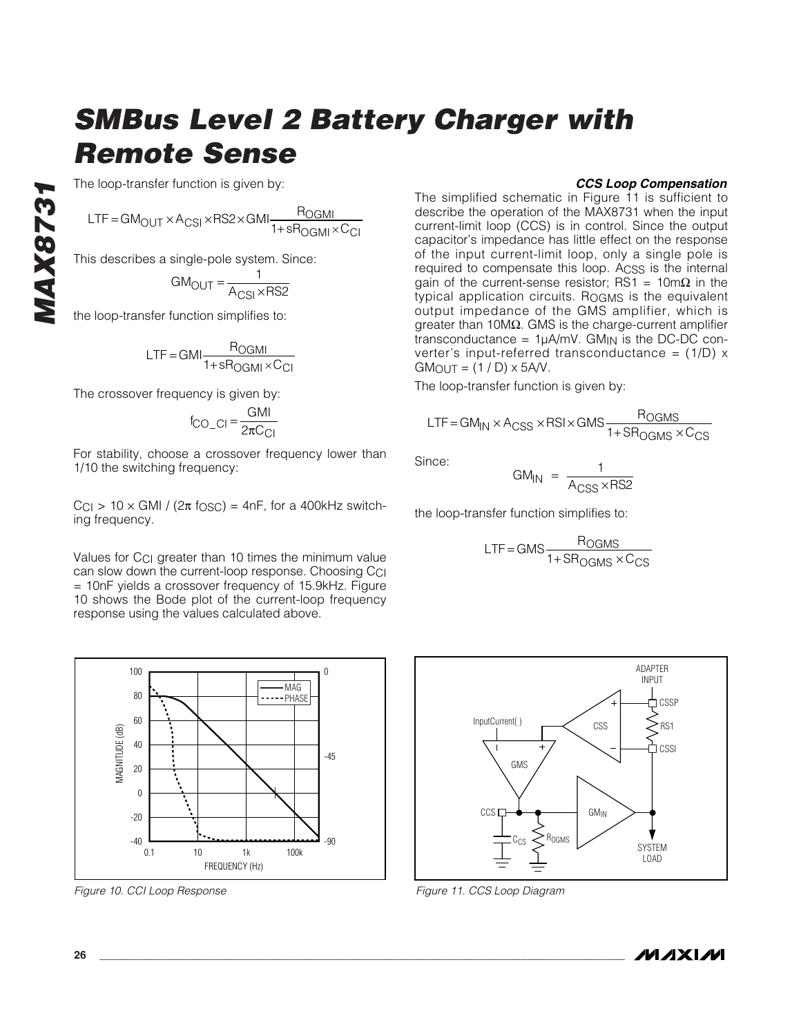The loop-transfer function is given by:

$$LTF = GM_{OUT} \times A_{CSI} \times RS2 \times GMI \frac{R_{OGMI}}{1 + sR_{OGMI} \times C_{CI}}$$

This describes a single-pole system. Since:

$$GM_{OUT} = \frac{1}{A_{CSI} \times RS2}$$

the loop-transfer function simplifies to:

$$LTF = GMI \frac{R_{OGMI}}{1 + sR_{OGMI} \times C_{CI}}$$

The crossover frequency is given by:

$$f_{CO\_CI} = \frac{GMI}{2\pi C_{CI}}$$

For stability, choose a crossover frequency lower than 1/10 the switching frequency:

$C_{CI} > 10 \times GMI / (2\pi\ f_{OSC}) = 4nF$, for a 400kHz switching frequency.

Values for $C_{CI}$ greater than 10 times the minimum value can slow down the current-loop response. Choosing $C_{CI}$ = 10nF yields a crossover frequency of 15.9kHz. Figure 10 shows the Bode plot of the current-loop frequency response using the values calculated above.

Figure 10. CCI Loop Response

### CCS Loop Compensation

The simplified schematic in Figure 11 is sufficient to describe the operation of the MAX8731 when the input current-limit loop (CCS) is in control. Since the output capacitor's impedance has little effect on the response of the input current-limit loop, only a single pole is required to compensate this loop. $A_{CSS}$ is the internal gain of the current-sense resistor; RS1 = 10mΩ in the typical application circuits. $R_{OGMS}$ is the equivalent output impedance of the GMS amplifier, which is greater than 10MΩ. GMS is the charge-current amplifier transconductance = 1µA/mV. $GM_{IN}$ is the DC-DC converter's input-referred transconductance = (1/D) x $GM_{OUT}$ = (1 / D) x 5A/V.

The loop-transfer function is given by:

$$LTF = GM_{IN} \times A_{CSS} \times RSI \times GMS \frac{R_{OGMS}}{1 + SR_{OGMS} \times C_{CS}}$$

Since:

$$GM_{IN} = \frac{1}{A_{CSS} \times RS2}$$

the loop-transfer function simplifies to:

$$LTF = GMS \frac{R_{OGMS}}{1 + SR_{OGMS} \times C_{CS}}$$

Figure 11. CCS Loop Diagram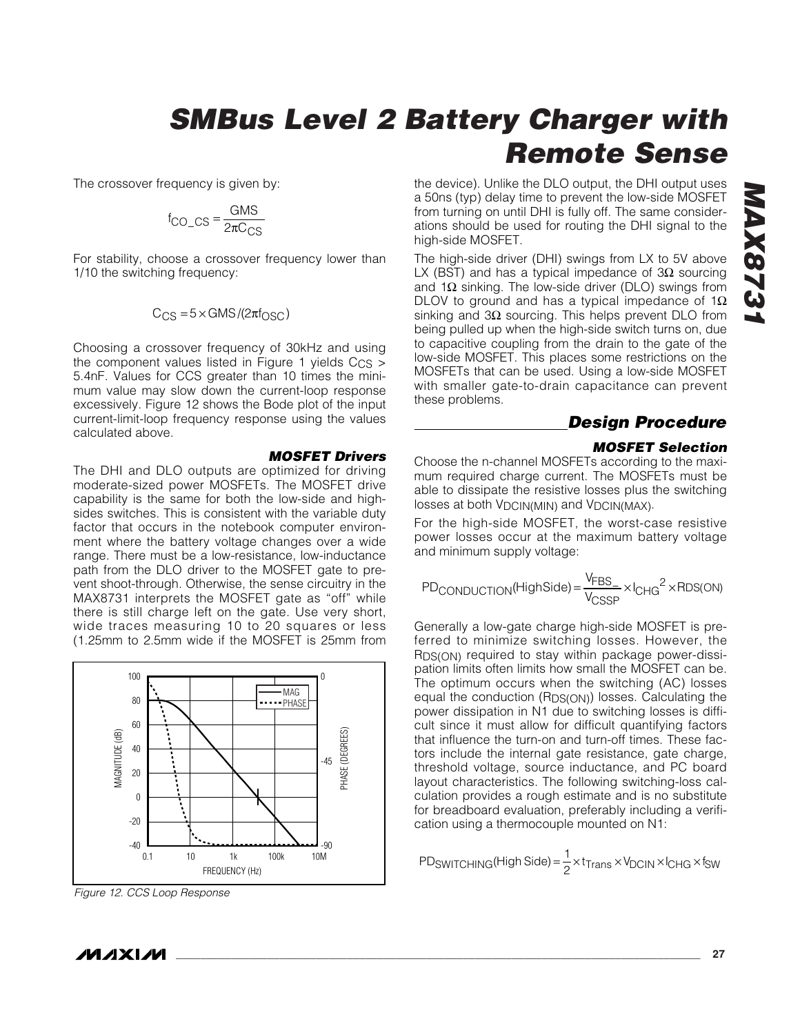The crossover frequency is given by:

$$f_{CO\_CS} = \frac{GMS}{2\pi C_{CS}}$$

For stability, choose a crossover frequency lower than 1/10 the switching frequency:

$$C_{CS} = 5 \times GMS / (2\pi f_{OSC})$$

Choosing a crossover frequency of 30kHz and using the component values listed in Figure 1 yields $C_{CS}$ > 5.4nF. Values for CCS greater than 10 times the minimum value may slow down the current-loop response excessively. Figure 12 shows the Bode plot of the input current-limit-loop frequency response using the values calculated above.

Figure 12. CCS Loop Response

### MOSFET Drivers

The DHI and DLO outputs are optimized for driving moderate-sized power MOSFETs. The MOSFET drive capability is the same for both the low-side and high-sides switches. This is consistent with the variable duty factor that occurs in the notebook computer environment where the battery voltage changes over a wide range. There must be a low-resistance, low-inductance path from the DLO driver to the MOSFET gate to prevent shoot-through. Otherwise, the sense circuitry in the MAX8731 interprets the MOSFET gate as "off" while there is still charge left on the gate. Use very short, wide traces measuring 10 to 20 squares or less (1.25mm to 2.5mm wide if the MOSFET is 25mm from the device). Unlike the DLO output, the DHI output uses a 50ns (typ) delay time to prevent the low-side MOSFET from turning on until DHI is fully off. The same considerations should be used for routing the DHI signal to the high-side MOSFET.

The high-side driver (DHI) swings from LX to 5V above LX (BST) and has a typical impedance of 3Ω sourcing and 1Ω sinking. The low-side driver (DLO) swings from DLOV to ground and has a typical impedance of 1Ω sinking and 3Ω sourcing. This helps prevent DLO from being pulled up when the high-side switch turns on, due to capacitive coupling from the drain to the gate of the low-side MOSFET. This places some restrictions on the MOSFETs that can be used. Using a low-side MOSFET with smaller gate-to-drain capacitance can prevent these problems.

## Design Procedure

### MOSFET Selection

Choose the n-channel MOSFETs according to the maximum required charge current. The MOSFETs must be able to dissipate the resistive losses plus the switching losses at both $V_{DCIN(MIN)}$ and $V_{DCIN(MAX)}$.

For the high-side MOSFET, the worst-case resistive power losses occur at the maximum battery voltage and minimum supply voltage:

$$PD_{CONDUCTION}(HighSide) = \frac{V_{FBS\_}}{V_{CSSP}} \times I_{CHG}{}^2 \times R_{DS(ON)}$$

Generally a low-gate charge high-side MOSFET is preferred to minimize switching losses. However, the $R_{DS(ON)}$ required to stay within package power-dissipation limits often limits how small the MOSFET can be. The optimum occurs when the switching (AC) losses equal the conduction ($R_{DS(ON)}$) losses. Calculating the power dissipation in N1 due to switching losses is difficult since it must allow for difficult quantifying factors that influence the turn-on and turn-off times. These factors include the internal gate resistance, gate charge, threshold voltage, source inductance, and PC board layout characteristics. The following switching-loss calculation provides a rough estimate and is no substitute for breadboard evaluation, preferably including a verification using a thermocouple mounted on N1:

$$PD_{SWITCHING}(High\ Side) = \frac{1}{2} \times t_{Trans} \times V_{DCIN} \times I_{CHG} \times f_{SW}$$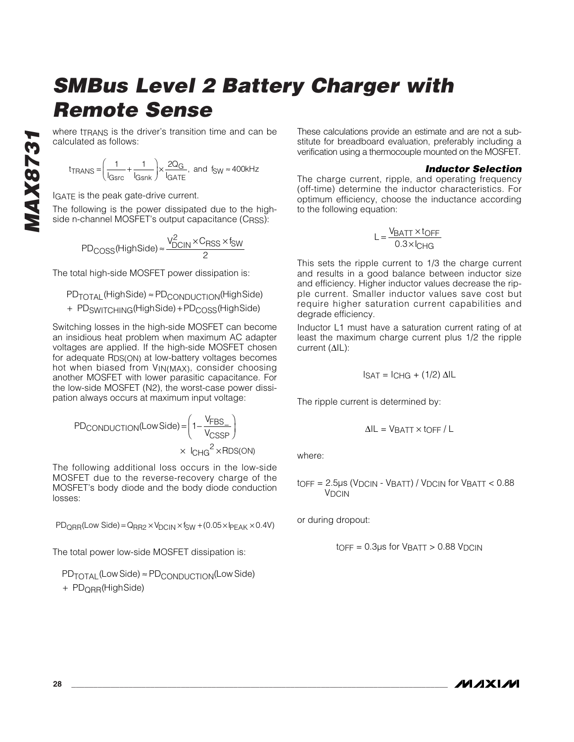where $t_{TRANS}$ is the driver's transition time and can be calculated as follows:

$$t_{TRANS} = \left(\frac{1}{I_{Gsrc}} + \frac{1}{I_{Gsnk}}\right) \times \frac{2Q_G}{I_{GATE}}, \text{ and } f_{SW} \approx 400\text{kHz}$$

$I_{GATE}$ is the peak gate-drive current.

The following is the power dissipated due to the high-side n-channel MOSFET's output capacitance ($C_{RSS}$):

$$PD_{COSS}(\text{HighSide}) \approx \frac{V_{DCIN}^2 \times C_{RSS} \times f_{SW}}{2}$$

The total high-side MOSFET power dissipation is:

$$PD_{TOTAL}(\text{HighSide}) \approx PD_{CONDUCTION}(\text{HighSide}) + PD_{SWITCHING}(\text{HighSide}) + PD_{COSS}(\text{HighSide})$$

Switching losses in the high-side MOSFET can become an insidious heat problem when maximum AC adapter voltages are applied. If the high-side MOSFET chosen for adequate $R_{DS(ON)}$ at low-battery voltages becomes hot when biased from $V_{IN(MAX)}$, consider choosing another MOSFET with lower parasitic capacitance. For the low-side MOSFET (N2), the worst-case power dissipation always occurs at maximum input voltage:

$$PD_{CONDUCTION}(\text{Low Side}) = \left(1 - \frac{V_{FBS\_}}{V_{CSSP}}\right) \times I_{CHG}^2 \times R_{DS(ON)}$$

The following additional loss occurs in the low-side MOSFET due to the reverse-recovery charge of the MOSFET's body diode and the body diode conduction losses:

$$PD_{QRR}(\text{Low Side}) = Q_{RR2} \times V_{DCIN} \times f_{SW} + (0.05 \times I_{PEAK} \times 0.4V)$$

The total power low-side MOSFET dissipation is:

$$PD_{TOTAL}(\text{Low Side}) \approx PD_{CONDUCTION}(\text{Low Side}) + PD_{QRR}(\text{HighSide})$$

These calculations provide an estimate and are not a substitute for breadboard evaluation, preferably including a verification using a thermocouple mounted on the MOSFET.

### Inductor Selection

The charge current, ripple, and operating frequency (off-time) determine the inductor characteristics. For optimum efficiency, choose the inductance according to the following equation:

$$L = \frac{V_{BATT} \times t_{OFF}}{0.3 \times I_{CHG}}$$

This sets the ripple current to 1/3 the charge current and results in a good balance between inductor size and efficiency. Higher inductor values decrease the ripple current. Smaller inductor values save cost but require higher saturation current capabilities and degrade efficiency.

Inductor L1 must have a saturation current rating of at least the maximum charge current plus 1/2 the ripple current ($\Delta IL$):

$$I_{SAT} = I_{CHG} + (1/2)\ \Delta IL$$

The ripple current is determined by:

$$\Delta IL = V_{BATT} \times t_{OFF} / L$$

where:

$t_{OFF} = 2.5\mu s\ (V_{DCIN} - V_{BATT}) / V_{DCIN}$ for $V_{BATT} < 0.88\ V_{DCIN}$

or during dropout:

$t_{OFF} = 0.3\mu s$ for $V_{BATT} > 0.88\ V_{DCIN}$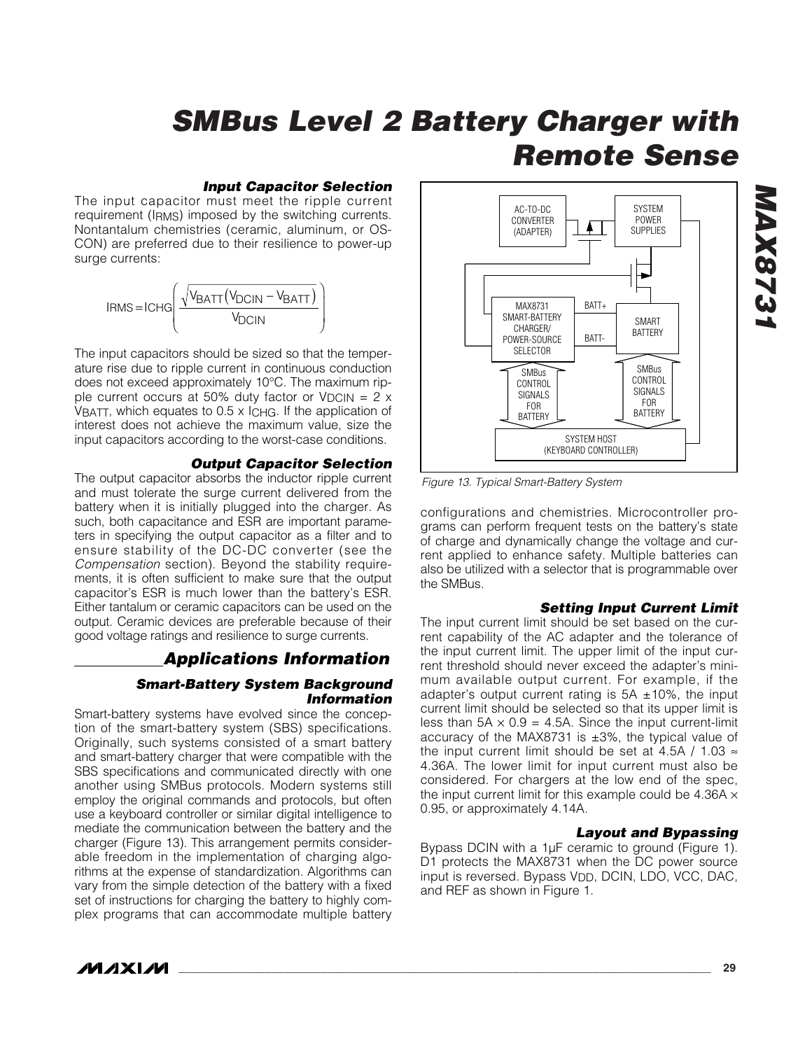### Input Capacitor Selection

The input capacitor must meet the ripple current requirement ($I_{RMS}$) imposed by the switching currents. Nontantalum chemistries (ceramic, aluminum, or OS-CON) are preferred due to their resilience to power-up surge currents:

$$I_{RMS} = I_{CHG}\left(\frac{\sqrt{V_{BATT}(V_{DCIN} - V_{BATT})}}{V_{DCIN}}\right)$$

The input capacitors should be sized so that the temperature rise due to ripple current in continuous conduction does not exceed approximately 10°C. The maximum ripple current occurs at 50% duty factor or $V_{DCIN} = 2 \times V_{BATT}$, which equates to $0.5 \times I_{CHG}$. If the application of interest does not achieve the maximum value, size the input capacitors according to the worst-case conditions.

### Output Capacitor Selection

The output capacitor absorbs the inductor ripple current and must tolerate the surge current delivered from the battery when it is initially plugged into the charger. As such, both capacitance and ESR are important parameters in specifying the output capacitor as a filter and to ensure stability of the DC-DC converter (see the *Compensation* section). Beyond the stability requirements, it is often sufficient to make sure that the output capacitor's ESR is much lower than the battery's ESR. Either tantalum or ceramic capacitors can be used on the output. Ceramic devices are preferable because of their good voltage ratings and resilience to surge currents.

## Applications Information

### Smart-Battery System Background Information

Smart-battery systems have evolved since the conception of the smart-battery system (SBS) specifications. Originally, such systems consisted of a smart battery and smart-battery charger that were compatible with the SBS specifications and communicated directly with one another using SMBus protocols. Modern systems still employ the original commands and protocols, but often use a keyboard controller or similar digital intelligence to mediate the communication between the battery and the charger (Figure 13). This arrangement permits considerable freedom in the implementation of charging algorithms at the expense of standardization. Algorithms can vary from the simple detection of the battery with a fixed set of instructions for charging the battery to highly complex programs that can accommodate multiple battery configurations and chemistries. Microcontroller programs can perform frequent tests on the battery's state of charge and dynamically change the voltage and current applied to enhance safety. Multiple batteries can also be utilized with a selector that is programmable over the SMBus.

AC-TO-DC CONVERTER (ADAPTER) | SYSTEM POWER SUPPLIES | MAX8731 SMART-BATTERY CHARGER/ POWER-SOURCE SELECTOR | BATT+ | BATT- | SMART BATTERY | SMBus CONTROL SIGNALS FOR BATTERY | SMBus CONTROL SIGNALS FOR BATTERY | SYSTEM HOST (KEYBOARD CONTROLLER)

*Figure 13. Typical Smart-Battery System*

### Setting Input Current Limit

The input current limit should be set based on the current capability of the AC adapter and the tolerance of the input current limit. The upper limit of the input current threshold should never exceed the adapter's minimum available output current. For example, if the adapter's output current rating is 5A ±10%, the input current limit should be selected so that its upper limit is less than 5A × 0.9 = 4.5A. Since the input current-limit accuracy of the MAX8731 is ±3%, the typical value of the input current limit should be set at 4.5A / 1.03 ≈ 4.36A. The lower limit for input current must also be considered. For chargers at the low end of the spec, the input current limit for this example could be 4.36A × 0.95, or approximately 4.14A.

### Layout and Bypassing

Bypass DCIN with a 1µF ceramic to ground (Figure 1). D1 protects the MAX8731 when the DC power source input is reversed. Bypass $V_{DD}$, DCIN, LDO, VCC, DAC, and REF as shown in Figure 1.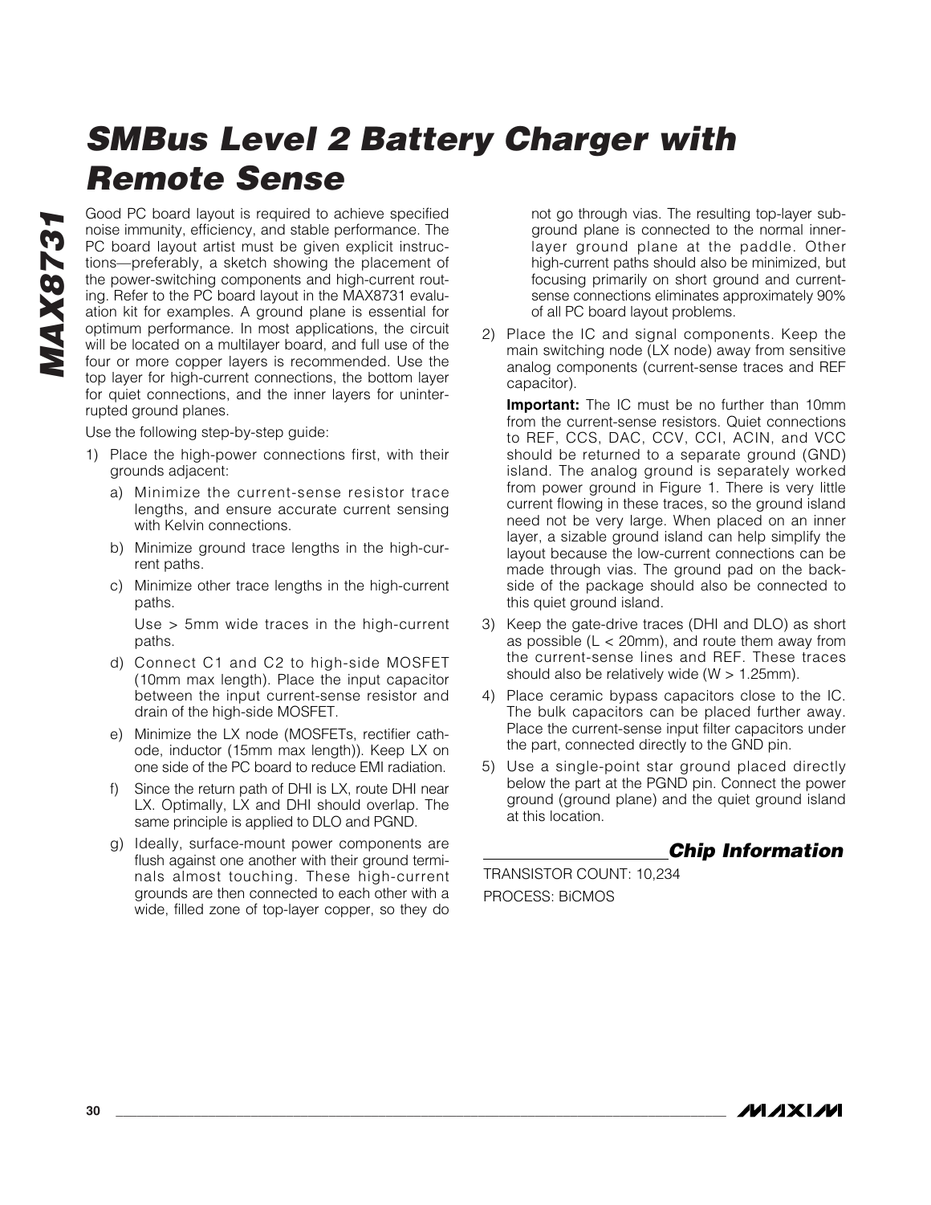Good PC board layout is required to achieve specified noise immunity, efficiency, and stable performance. The PC board layout artist must be given explicit instructions—preferably, a sketch showing the placement of the power-switching components and high-current routing. Refer to the PC board layout in the MAX8731 evaluation kit for examples. A ground plane is essential for optimum performance. In most applications, the circuit will be located on a multilayer board, and full use of the four or more copper layers is recommended. Use the top layer for high-current connections, the bottom layer for quiet connections, and the inner layers for uninterrupted ground planes.

Use the following step-by-step guide:

1) Place the high-power connections first, with their grounds adjacent:

   a) Minimize the current-sense resistor trace lengths, and ensure accurate current sensing with Kelvin connections.

   b) Minimize ground trace lengths in the high-current paths.

   c) Minimize other trace lengths in the high-current paths.

      Use > 5mm wide traces in the high-current paths.

   d) Connect C1 and C2 to high-side MOSFET (10mm max length). Place the input capacitor between the input current-sense resistor and drain of the high-side MOSFET.

   e) Minimize the LX node (MOSFETs, rectifier cathode, inductor (15mm max length)). Keep LX on one side of the PC board to reduce EMI radiation.

   f) Since the return path of DHI is LX, route DHI near LX. Optimally, LX and DHI should overlap. The same principle is applied to DLO and PGND.

   g) Ideally, surface-mount power components are flush against one another with their ground terminals almost touching. These high-current grounds are then connected to each other with a wide, filled zone of top-layer copper, so they do not go through vias. The resulting top-layer subground plane is connected to the normal inner-layer ground plane at the paddle. Other high-current paths should also be minimized, but focusing primarily on short ground and current-sense connections eliminates approximately 90% of all PC board layout problems.

2) Place the IC and signal components. Keep the main switching node (LX node) away from sensitive analog components (current-sense traces and REF capacitor).

   **Important:** The IC must be no further than 10mm from the current-sense resistors. Quiet connections to REF, CCS, DAC, CCV, CCI, ACIN, and VCC should be returned to a separate ground (GND) island. The analog ground is separately worked from power ground in Figure 1. There is very little current flowing in these traces, so the ground island need not be very large. When placed on an inner layer, a sizable ground island can help simplify the layout because the low-current connections can be made through vias. The ground pad on the backside of the package should also be connected to this quiet ground island.

3) Keep the gate-drive traces (DHI and DLO) as short as possible (L < 20mm), and route them away from the current-sense lines and REF. These traces should also be relatively wide (W > 1.25mm).

4) Place ceramic bypass capacitors close to the IC. The bulk capacitors can be placed further away. Place the current-sense input filter capacitors under the part, connected directly to the GND pin.

5) Use a single-point star ground placed directly below the part at the PGND pin. Connect the power ground (ground plane) and the quiet ground island at this location.

## Chip Information

TRANSISTOR COUNT: 10,234

PROCESS: BiCMOS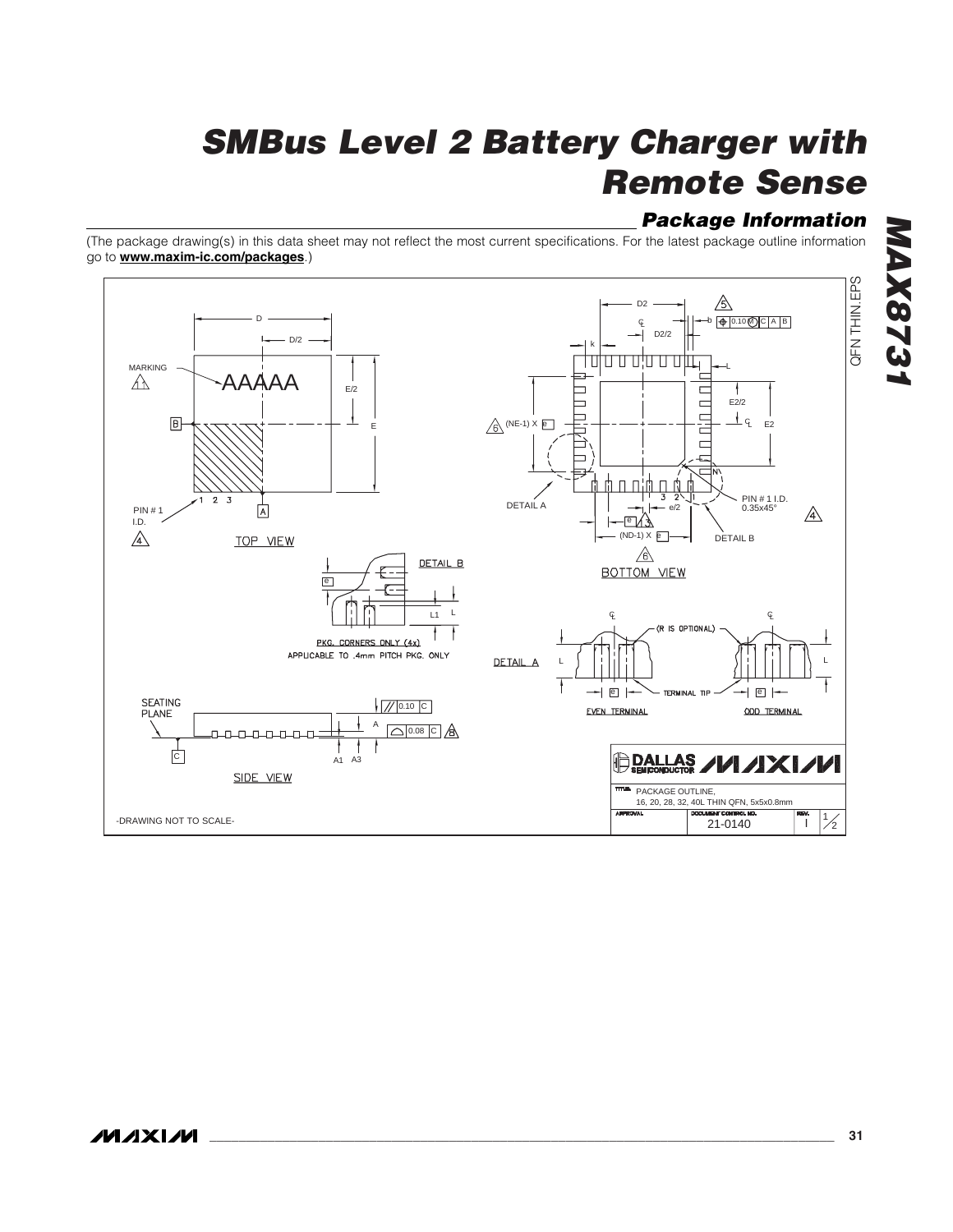## Package Information

(The package drawing(s) in this data sheet may not reflect the most current specifications. For the latest package outline information go to **www.maxim-ic.com/packages**.)

QFN THIN.EPS

MARKING

AAAAA

D

D/2

E/2

E

PIN # 1 I.D.

TOP VIEW

D2

D2/2

b

0.10 M C A B

k

L

E2/2

E2

(NE-1) X e

DETAIL A

e/2

e

(ND-1) X e

PIN # 1 I.D. 0.35x45°

DETAIL B

BOTTOM VIEW

DETAIL B

e

L1 L

PKG. CORNERS ONLY (4x)
APPLICABLE TO .4mm PITCH PKG. ONLY

DETAIL A

(R IS OPTIONAL)

L

e

TERMINAL TIP

EVEN TERMINAL

ODD TERMINAL

SEATING PLANE

C

// 0.10 C

A

0.08 C

A1 A3

SIDE VIEW

DALLAS SEMICONDUCTOR MAXIM

TITLE: PACKAGE OUTLINE, 16, 20, 28, 32, 40L THIN QFN, 5x5x0.8mm

APPROVAL | DOCUMENT CONTROL NO. 21-0140 | REV. I | 1/2

-DRAWING NOT TO SCALE-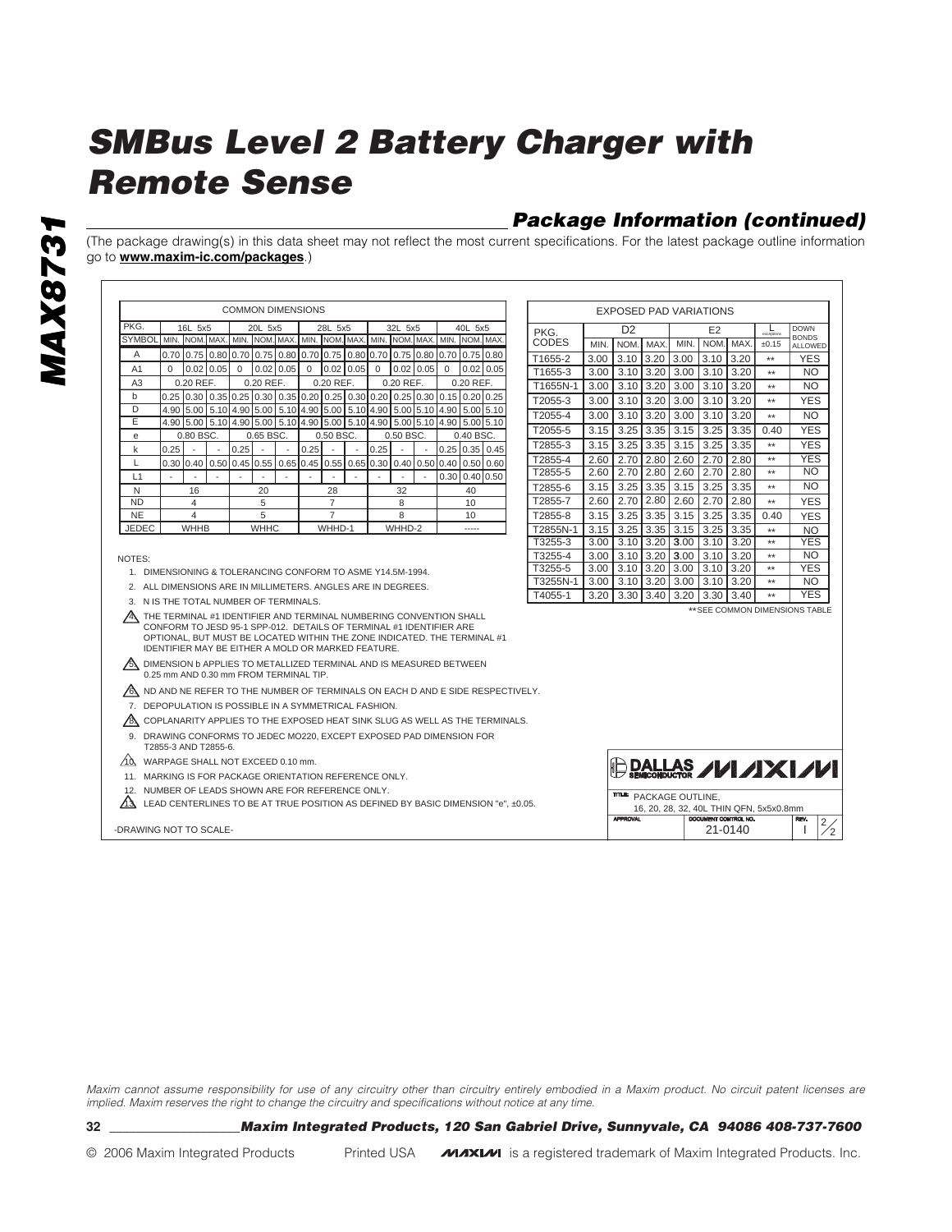## Package Information (continued)

(The package drawing(s) in this data sheet may not reflect the most current specifications. For the latest package outline information go to **www.maxim-ic.com/packages**.)

COMMON DIMENSIONS

| PKG. | 16L 5x5 | | | 20L 5x5 | | | 28L 5x5 | | | 32L 5x5 | | | 40L 5x5 | | |
|---|---|---|---|---|---|---|---|---|---|---|---|---|---|---|---|
| SYMBOL | MIN. | NOM. | MAX. | MIN. | NOM. | MAX. | MIN. | NOM. | MAX. | MIN. | NOM. | MAX. | MIN. | NOM. | MAX. |
| A | 0.70 | 0.75 | 0.80 | 0.70 | 0.75 | 0.80 | 0.70 | 0.75 | 0.80 | 0.70 | 0.75 | 0.80 | 0.70 | 0.75 | 0.80 |
| A1 | 0 | 0.02 | 0.05 | 0 | 0.02 | 0.05 | 0 | 0.02 | 0.05 | 0 | 0.02 | 0.05 | 0 | 0.02 | 0.05 |
| A3 | 0.20 REF. | | | 0.20 REF. | | | 0.20 REF. | | | 0.20 REF. | | | 0.20 REF. | | |
| b | 0.25 | 0.30 | 0.35 | 0.25 | 0.30 | 0.35 | 0.20 | 0.25 | 0.30 | 0.20 | 0.25 | 0.30 | 0.15 | 0.20 | 0.25 |
| D | 4.90 | 5.00 | 5.10 | 4.90 | 5.00 | 5.10 | 4.90 | 5.00 | 5.10 | 4.90 | 5.00 | 5.10 | 4.90 | 5.00 | 5.10 |
| E | 4.90 | 5.00 | 5.10 | 4.90 | 5.00 | 5.10 | 4.90 | 5.00 | 5.10 | 4.90 | 5.00 | 5.10 | 4.90 | 5.00 | 5.10 |
| e | 0.80 BSC. | | | 0.65 BSC. | | | 0.50 BSC. | | | 0.50 BSC. | | | 0.40 BSC. | | |
| k | 0.25 | - | - | 0.25 | - | - | 0.25 | - | - | 0.25 | - | - | 0.25 | 0.35 | 0.45 |
| L | 0.30 | 0.40 | 0.50 | 0.45 | 0.55 | 0.65 | 0.45 | 0.55 | 0.65 | 0.30 | 0.40 | 0.50 | 0.40 | 0.50 | 0.60 |
| L1 | - | - | - | - | - | - | - | - | - | - | - | - | 0.30 | 0.40 | 0.50 |
| N | 16 | | | 20 | | | 28 | | | 32 | | | 40 | | |
| ND | 4 | | | 5 | | | 7 | | | 8 | | | 10 | | |
| NE | 4 | | | 5 | | | 7 | | | 8 | | | 10 | | |
| JEDEC | WHHB | | | WHHC | | | WHHD-1 | | | WHHD-2 | | | ----- | | |

EXPOSED PAD VARIATIONS

| PKG. CODES | D2 | | | E2 | | | L exceptions ±0.15 | DOWN BONDS ALLOWED |
|---|---|---|---|---|---|---|---|---|
| | MIN. | NOM. | MAX. | MIN. | NOM. | MAX. | | |
| T1655-2 | 3.00 | 3.10 | 3.20 | 3.00 | 3.10 | 3.20 | ** | YES |
| T1655-3 | 3.00 | 3.10 | 3.20 | 3.00 | 3.10 | 3.20 | ** | NO |
| T1655N-1 | 3.00 | 3.10 | 3.20 | 3.00 | 3.10 | 3.20 | ** | NO |
| T2055-3 | 3.00 | 3.10 | 3.20 | 3.00 | 3.10 | 3.20 | ** | YES |
| T2055-4 | 3.00 | 3.10 | 3.20 | 3.00 | 3.10 | 3.20 | ** | NO |
| T2055-5 | 3.15 | 3.25 | 3.35 | 3.15 | 3.25 | 3.35 | 0.40 | YES |
| T2855-3 | 3.15 | 3.25 | 3.35 | 3.15 | 3.25 | 3.35 | ** | YES |
| T2855-4 | 2.60 | 2.70 | 2.80 | 2.60 | 2.70 | 2.80 | ** | YES |
| T2855-5 | 2.60 | 2.70 | 2.80 | 2.60 | 2.70 | 2.80 | ** | NO |
| T2855-6 | 3.15 | 3.25 | 3.35 | 3.15 | 3.25 | 3.35 | ** | NO |
| T2855-7 | 2.60 | 2.70 | 2.80 | 2.60 | 2.70 | 2.80 | ** | YES |
| T2855-8 | 3.15 | 3.25 | 3.35 | 3.15 | 3.25 | 3.35 | 0.40 | YES |
| T2855N-1 | 3.15 | 3.25 | 3.35 | 3.15 | 3.25 | 3.35 | ** | NO |
| T3255-3 | 3.00 | 3.10 | 3.20 | 3.00 | 3.10 | 3.20 | ** | YES |
| T3255-4 | 3.00 | 3.10 | 3.20 | 3.00 | 3.10 | 3.20 | ** | NO |
| T3255-5 | 3.00 | 3.10 | 3.20 | 3.00 | 3.10 | 3.20 | ** | YES |
| T3255N-1 | 3.00 | 3.10 | 3.20 | 3.00 | 3.10 | 3.20 | ** | NO |
| T4055-1 | 3.20 | 3.30 | 3.40 | 3.20 | 3.30 | 3.40 | ** | YES |

**SEE COMMON DIMENSIONS TABLE

NOTES:

1. DIMENSIONING & TOLERANCING CONFORM TO ASME Y14.5M-1994.
2. ALL DIMENSIONS ARE IN MILLIMETERS. ANGLES ARE IN DEGREES.
3. N IS THE TOTAL NUMBER OF TERMINALS.
4. THE TERMINAL #1 IDENTIFIER AND TERMINAL NUMBERING CONVENTION SHALL CONFORM TO JESD 95-1 SPP-012. DETAILS OF TERMINAL #1 IDENTIFIER ARE OPTIONAL, BUT MUST BE LOCATED WITHIN THE ZONE INDICATED. THE TERMINAL #1 IDENTIFIER MAY BE EITHER A MOLD OR MARKED FEATURE.
5. DIMENSION b APPLIES TO METALLIZED TERMINAL AND IS MEASURED BETWEEN 0.25 mm AND 0.30 mm FROM TERMINAL TIP.
6. ND AND NE REFER TO THE NUMBER OF TERMINALS ON EACH D AND E SIDE RESPECTIVELY.
7. DEPOPULATION IS POSSIBLE IN A SYMMETRICAL FASHION.
8. COPLANARITY APPLIES TO THE EXPOSED HEAT SINK SLUG AS WELL AS THE TERMINALS.
9. DRAWING CONFORMS TO JEDEC MO220, EXCEPT EXPOSED PAD DIMENSION FOR T2855-3 AND T2855-6.
10. WARPAGE SHALL NOT EXCEED 0.10 mm.
11. MARKING IS FOR PACKAGE ORIENTATION REFERENCE ONLY.
12. NUMBER OF LEADS SHOWN ARE FOR REFERENCE ONLY.
13. LEAD CENTERLINES TO BE AT TRUE POSITION AS DEFINED BY BASIC DIMENSION "e", ±0.05.

-DRAWING NOT TO SCALE-

DALLAS SEMICONDUCTOR MAXIM

TITLE: PACKAGE OUTLINE, 16, 20, 28, 32, 40L THIN QFN, 5x5x0.8mm

APPROVAL | DOCUMENT CONTROL NO. 21-0140 | REV. I | 2/2

*Maxim cannot assume responsibility for use of any circuitry other than circuitry entirely embodied in a Maxim product. No circuit patent licenses are implied. Maxim reserves the right to change the circuitry and specifications without notice at any time.*

***Maxim Integrated Products, 120 San Gabriel Drive, Sunnyvale, CA 94086 408-737-7600***

© 2006 Maxim Integrated Products Printed USA MAXIM is a registered trademark of Maxim Integrated Products, Inc.